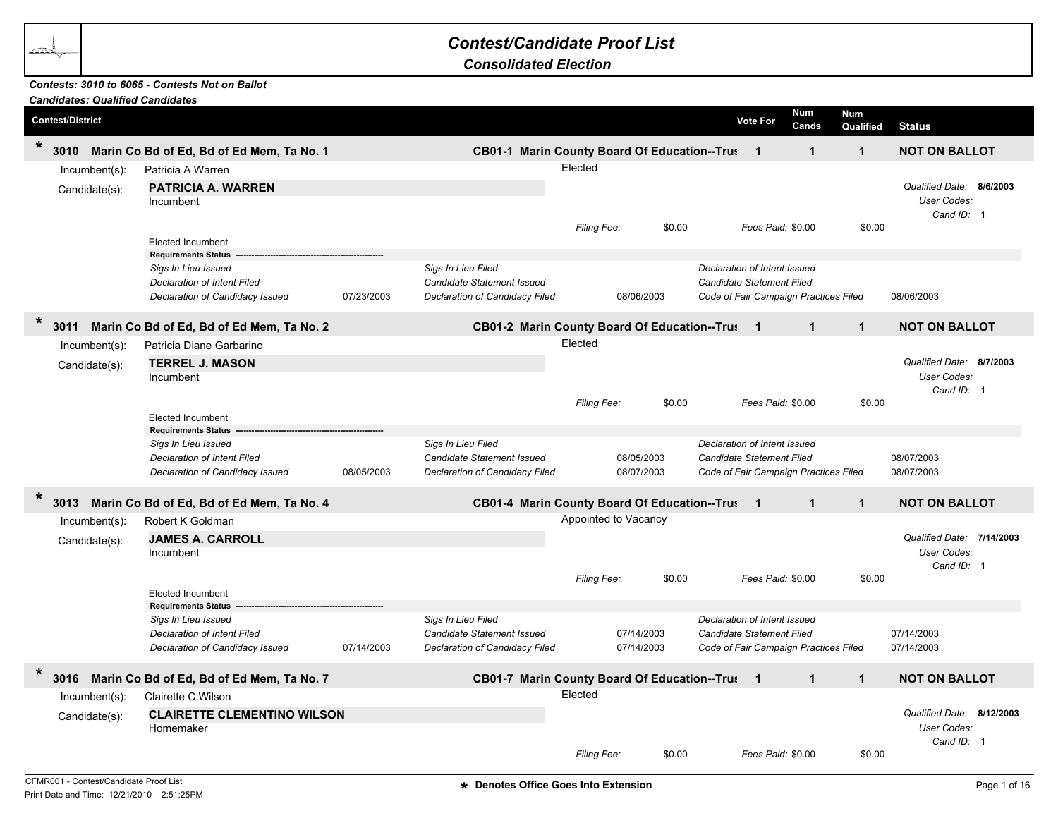# Contest/Candidate Proof List

## Consolidated Election

***Contests: 3010 to 6065 - Contests Not on Ballot***
***Candidates: Qualified Candidates***

| Contest/District | | Vote For | Num Cands | Num Qualified | Status |
|---|---|---|---|---|---|

---

### * 3010 Marin Co Bd of Ed, Bd of Ed Mem, Ta No. 1 — CB01-1 Marin County Board Of Education--Trus

| Vote For | Num Cands | Num Qualified | Status |
|---|---|---|---|
| 1 | 1 | 1 | NOT ON BALLOT |

Incumbent(s): Patricia A Warren — Elected

Candidate(s): **PATRICIA A. WARREN**
Incumbent

*Qualified Date:* **8/6/2003**
*User Codes:*
*Cand ID:* 1

*Filing Fee:* $0.00 *Fees Paid:* $0.00 $0.00

Elected Incumbent

**Requirements Status**

| | | | | | |
|---|---|---|---|---|---|
| *Sigs In Lieu Issued* | | *Sigs In Lieu Filed* | | *Declaration of Intent Issued* | |
| *Declaration of Intent Filed* | | *Candidate Statement Issued* | | *Candidate Statement Filed* | |
| *Declaration of Candidacy Issued* | 07/23/2003 | *Declaration of Candidacy Filed* | 08/06/2003 | *Code of Fair Campaign Practices Filed* | 08/06/2003 |

---

### * 3011 Marin Co Bd of Ed, Bd of Ed Mem, Ta No. 2 — CB01-2 Marin County Board Of Education--Trus

| Vote For | Num Cands | Num Qualified | Status |
|---|---|---|---|
| 1 | 1 | 1 | NOT ON BALLOT |

Incumbent(s): Patricia Diane Garbarino — Elected

Candidate(s): **TERREL J. MASON**
Incumbent

*Qualified Date:* **8/7/2003**
*User Codes:*
*Cand ID:* 1

*Filing Fee:* $0.00 *Fees Paid:* $0.00 $0.00

Elected Incumbent

**Requirements Status**

| | | | | | |
|---|---|---|---|---|---|
| *Sigs In Lieu Issued* | | *Sigs In Lieu Filed* | | *Declaration of Intent Issued* | |
| *Declaration of Intent Filed* | | *Candidate Statement Issued* | 08/05/2003 | *Candidate Statement Filed* | 08/07/2003 |
| *Declaration of Candidacy Issued* | 08/05/2003 | *Declaration of Candidacy Filed* | 08/07/2003 | *Code of Fair Campaign Practices Filed* | 08/07/2003 |

---

### * 3013 Marin Co Bd of Ed, Bd of Ed Mem, Ta No. 4 — CB01-4 Marin County Board Of Education--Trus

| Vote For | Num Cands | Num Qualified | Status |
|---|---|---|---|
| 1 | 1 | 1 | NOT ON BALLOT |

Incumbent(s): Robert K Goldman — Appointed to Vacancy

Candidate(s): **JAMES A. CARROLL**
Incumbent

*Qualified Date:* **7/14/2003**
*User Codes:*
*Cand ID:* 1

*Filing Fee:* $0.00 *Fees Paid:* $0.00 $0.00

Elected Incumbent

**Requirements Status**

| | | | | | |
|---|---|---|---|---|---|
| *Sigs In Lieu Issued* | | *Sigs In Lieu Filed* | | *Declaration of Intent Issued* | |
| *Declaration of Intent Filed* | | *Candidate Statement Issued* | 07/14/2003 | *Candidate Statement Filed* | 07/14/2003 |
| *Declaration of Candidacy Issued* | 07/14/2003 | *Declaration of Candidacy Filed* | 07/14/2003 | *Code of Fair Campaign Practices Filed* | 07/14/2003 |

---

### * 3016 Marin Co Bd of Ed, Bd of Ed Mem, Ta No. 7 — CB01-7 Marin County Board Of Education--Trus

| Vote For | Num Cands | Num Qualified | Status |
|---|---|---|---|
| 1 | 1 | 1 | NOT ON BALLOT |

Incumbent(s): Clairette C Wilson — Elected

Candidate(s): **CLAIRETTE CLEMENTINO WILSON**
Homemaker

*Qualified Date:* **8/12/2003**
*User Codes:*
*Cand ID:* 1

*Filing Fee:* $0.00 *Fees Paid:* $0.00 $0.00

---

CFMR001 - Contest/Candidate Proof List
Print Date and Time: 12/21/2010 2:51:25PM

\* Denotes Office Goes Into Extension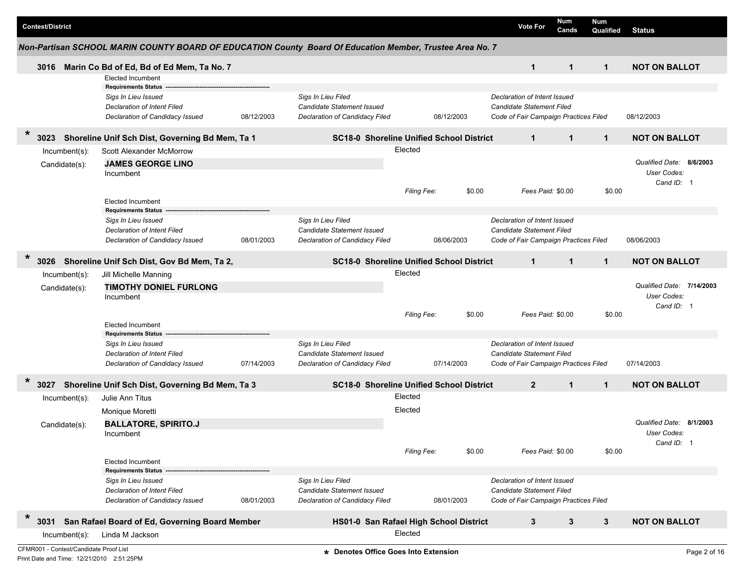| Contest/District | | Vote For | Num Cands | Num Qualified | Status |
|---|---|---|---|---|---|

### Non-Partisan SCHOOL MARIN COUNTY BOARD OF EDUCATION County Board Of Education Member, Trustee Area No. 7

**3016 Marin Co Bd of Ed, Bd of Ed Mem, Ta No. 7** — Vote For: **1** | Num Cands: **1** | Num Qualified: **1** | **NOT ON BALLOT**

Elected Incumbent

**Requirements Status**

| | | | | | |
|---|---|---|---|---|---|
| *Sigs In Lieu Issued* | | *Sigs In Lieu Filed* | | *Declaration of Intent Issued* | |
| *Declaration of Intent Filed* | | *Candidate Statement Issued* | | *Candidate Statement Filed* | |
| *Declaration of Candidacy Issued* | 08/12/2003 | *Declaration of Candidacy Filed* | 08/12/2003 | *Code of Fair Campaign Practices Filed* | 08/12/2003 |

---

**\* 3023 Shoreline Unif Sch Dist, Governing Bd Mem, Ta 1** — **SC18-0 Shoreline Unified School District** — Vote For: **1** | Num Cands: **1** | Num Qualified: **1** | **NOT ON BALLOT**

Incumbent(s): Scott Alexander McMorrow — Elected

Candidate(s): **JAMES GEORGE LINO**
Incumbent

*Qualified Date:* **8/6/2003**
*User Codes:*
*Cand ID:* 1

*Filing Fee:* $0.00 — *Fees Paid:* $0.00 — $0.00

Elected Incumbent

**Requirements Status**

| | | | | | |
|---|---|---|---|---|---|
| *Sigs In Lieu Issued* | | *Sigs In Lieu Filed* | | *Declaration of Intent Issued* | |
| *Declaration of Intent Filed* | | *Candidate Statement Issued* | | *Candidate Statement Filed* | |
| *Declaration of Candidacy Issued* | 08/01/2003 | *Declaration of Candidacy Filed* | 08/06/2003 | *Code of Fair Campaign Practices Filed* | 08/06/2003 |

---

**\* 3026 Shoreline Unif Sch Dist, Gov Bd Mem, Ta 2,** — **SC18-0 Shoreline Unified School District** — Vote For: **1** | Num Cands: **1** | Num Qualified: **1** | **NOT ON BALLOT**

Incumbent(s): Jill Michelle Manning — Elected

Candidate(s): **TIMOTHY DONIEL FURLONG**
Incumbent

*Qualified Date:* **7/14/2003**
*User Codes:*
*Cand ID:* 1

*Filing Fee:* $0.00 — *Fees Paid:* $0.00 — $0.00

Elected Incumbent

**Requirements Status**

| | | | | | |
|---|---|---|---|---|---|
| *Sigs In Lieu Issued* | | *Sigs In Lieu Filed* | | *Declaration of Intent Issued* | |
| *Declaration of Intent Filed* | | *Candidate Statement Issued* | | *Candidate Statement Filed* | |
| *Declaration of Candidacy Issued* | 07/14/2003 | *Declaration of Candidacy Filed* | 07/14/2003 | *Code of Fair Campaign Practices Filed* | 07/14/2003 |

---

**\* 3027 Shoreline Unif Sch Dist, Governing Bd Mem, Ta 3** — **SC18-0 Shoreline Unified School District** — Vote For: **2** | Num Cands: **1** | Num Qualified: **1** | **NOT ON BALLOT**

Incumbent(s): Julie Ann Titus — Elected
Monique Moretti — Elected

Candidate(s): **BALLATORE, SPIRITO.J**
Incumbent

*Qualified Date:* **8/1/2003**
*User Codes:*
*Cand ID:* 1

*Filing Fee:* $0.00 — *Fees Paid:* $0.00 — $0.00

Elected Incumbent

**Requirements Status**

| | | | | | |
|---|---|---|---|---|---|
| *Sigs In Lieu Issued* | | *Sigs In Lieu Filed* | | *Declaration of Intent Issued* | |
| *Declaration of Intent Filed* | | *Candidate Statement Issued* | | *Candidate Statement Filed* | |
| *Declaration of Candidacy Issued* | 08/01/2003 | *Declaration of Candidacy Filed* | 08/01/2003 | *Code of Fair Campaign Practices Filed* | |

---

**\* 3031 San Rafael Board of Ed, Governing Board Member** — **HS01-0 San Rafael High School District** — Vote For: **3** | Num Cands: **3** | Num Qualified: **3** | **NOT ON BALLOT**

Incumbent(s): Linda M Jackson — Elected

\* Denotes Office Goes Into Extension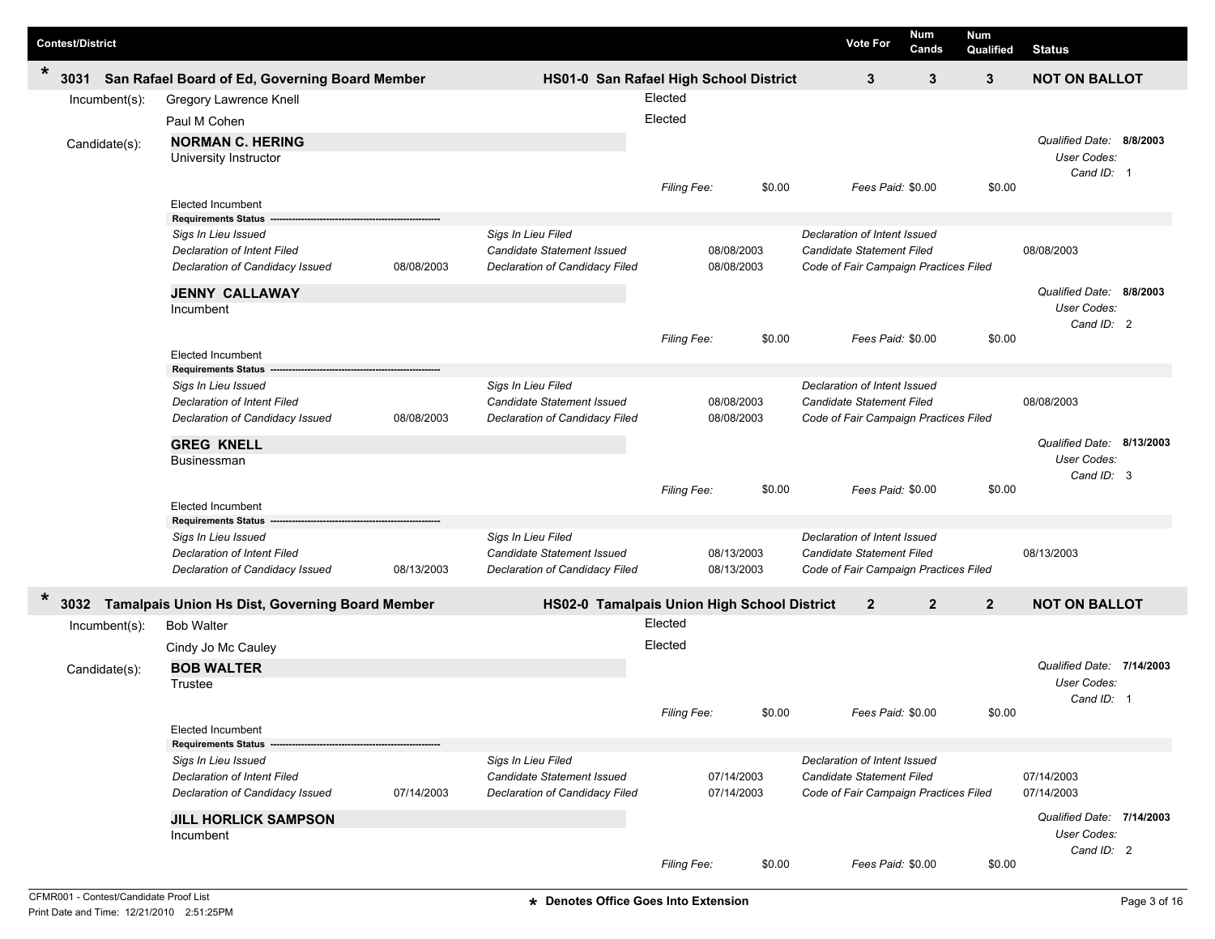| Contest/District | | Vote For | Num Cands | Num Qualified | Status |
|---|---|---|---|---|---|
| * 3031 San Rafael Board of Ed, Governing Board Member | HS01-0 San Rafael High School District | 3 | 3 | 3 | NOT ON BALLOT |

Incumbent(s): Gregory Lawrence Knell — Elected

Paul M Cohen — Elected

Candidate(s):

**NORMAN C. HERING**
University Instructor

Qualified Date: **8/8/2003**
User Codes:
Cand ID: 1

Filing Fee: $0.00 Fees Paid: $0.00 $0.00

Elected Incumbent

**Requirements Status**

| | | | | | |
|---|---|---|---|---|---|
| *Sigs In Lieu Issued* | | *Sigs In Lieu Filed* | | *Declaration of Intent Issued* | |
| *Declaration of Intent Filed* | | *Candidate Statement Issued* | 08/08/2003 | *Candidate Statement Filed* | 08/08/2003 |
| *Declaration of Candidacy Issued* | 08/08/2003 | *Declaration of Candidacy Filed* | 08/08/2003 | *Code of Fair Campaign Practices Filed* | |

**JENNY CALLAWAY**
Incumbent

Qualified Date: **8/8/2003**
User Codes:
Cand ID: 2

Filing Fee: $0.00 Fees Paid: $0.00 $0.00

Elected Incumbent

**Requirements Status**

| | | | | | |
|---|---|---|---|---|---|
| *Sigs In Lieu Issued* | | *Sigs In Lieu Filed* | | *Declaration of Intent Issued* | |
| *Declaration of Intent Filed* | | *Candidate Statement Issued* | 08/08/2003 | *Candidate Statement Filed* | 08/08/2003 |
| *Declaration of Candidacy Issued* | 08/08/2003 | *Declaration of Candidacy Filed* | 08/08/2003 | *Code of Fair Campaign Practices Filed* | |

**GREG KNELL**
Businessman

Qualified Date: **8/13/2003**
User Codes:
Cand ID: 3

Filing Fee: $0.00 Fees Paid: $0.00 $0.00

Elected Incumbent

**Requirements Status**

| | | | | | |
|---|---|---|---|---|---|
| *Sigs In Lieu Issued* | | *Sigs In Lieu Filed* | | *Declaration of Intent Issued* | |
| *Declaration of Intent Filed* | | *Candidate Statement Issued* | 08/13/2003 | *Candidate Statement Filed* | 08/13/2003 |
| *Declaration of Candidacy Issued* | 08/13/2003 | *Declaration of Candidacy Filed* | 08/13/2003 | *Code of Fair Campaign Practices Filed* | |

| Contest/District | | Vote For | Num Cands | Num Qualified | Status |
|---|---|---|---|---|---|
| * 3032 Tamalpais Union Hs Dist, Governing Board Member | HS02-0 Tamalpais Union High School District | 2 | 2 | 2 | NOT ON BALLOT |

Incumbent(s): Bob Walter — Elected

Cindy Jo Mc Cauley — Elected

Candidate(s):

**BOB WALTER**
Trustee

Qualified Date: **7/14/2003**
User Codes:
Cand ID: 1

Filing Fee: $0.00 Fees Paid: $0.00 $0.00

Elected Incumbent

**Requirements Status**

| | | | | | |
|---|---|---|---|---|---|
| *Sigs In Lieu Issued* | | *Sigs In Lieu Filed* | | *Declaration of Intent Issued* | |
| *Declaration of Intent Filed* | | *Candidate Statement Issued* | 07/14/2003 | *Candidate Statement Filed* | 07/14/2003 |
| *Declaration of Candidacy Issued* | 07/14/2003 | *Declaration of Candidacy Filed* | 07/14/2003 | *Code of Fair Campaign Practices Filed* | 07/14/2003 |

**JILL HORLICK SAMPSON**
Incumbent

Qualified Date: **7/14/2003**
User Codes:
Cand ID: 2

Filing Fee: $0.00 Fees Paid: $0.00 $0.00

CFMR001 - Contest/Candidate Proof List
Print Date and Time: 12/21/2010 2:51:25PM

* Denotes Office Goes Into Extension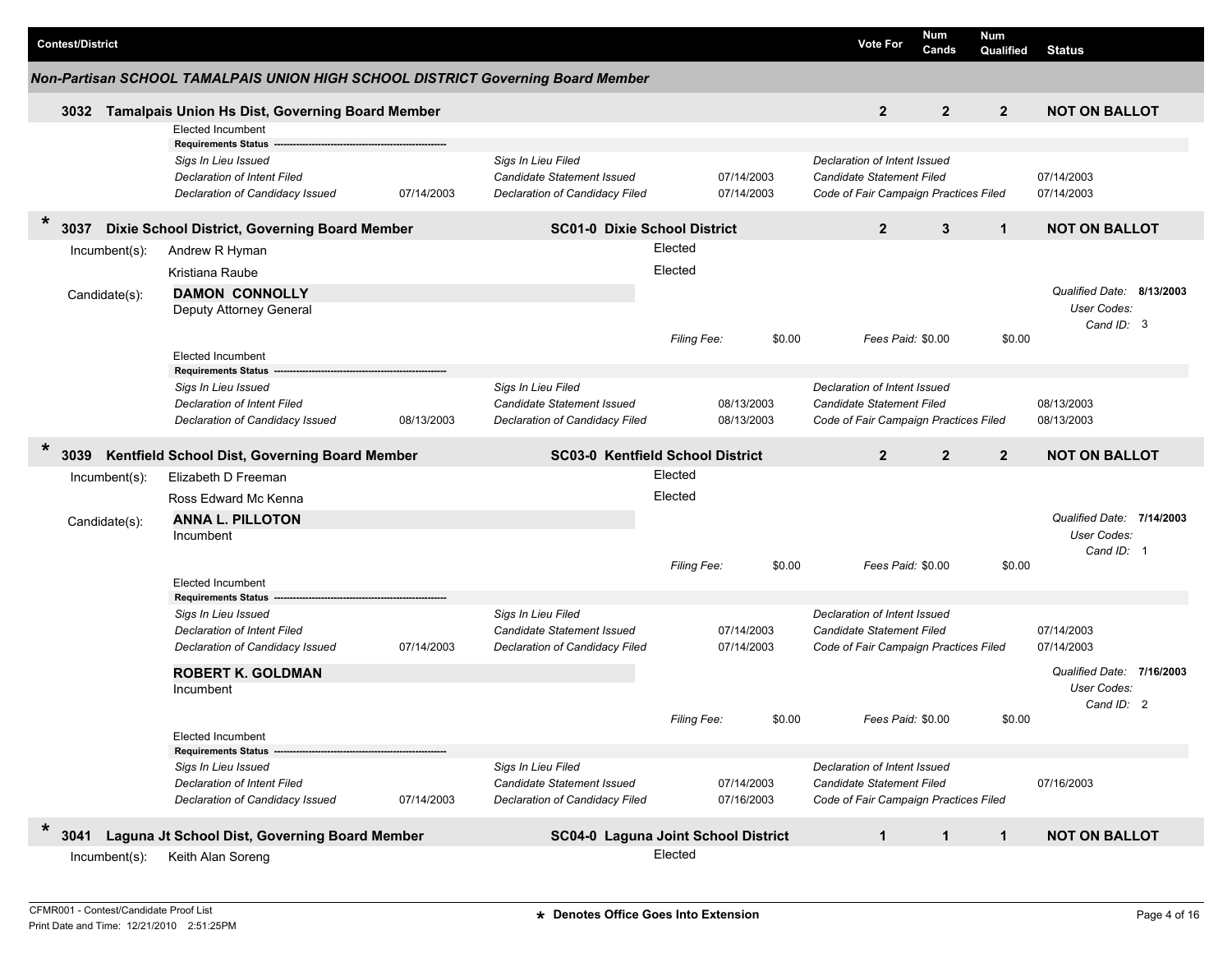| Contest/District | Vote For | Num Cands | Num Qualified | Status |
|---|---|---|---|---|

## Non-Partisan SCHOOL TAMALPAIS UNION HIGH SCHOOL DISTRICT Governing Board Member

### 3032 Tamalpais Union Hs Dist, Governing Board Member

| Vote For | Num Cands | Num Qualified | Status |
|---|---|---|---|
| 2 | 2 | 2 | NOT ON BALLOT |

Elected Incumbent

**Requirements Status**

| | | | | | |
|---|---|---|---|---|---|
| *Sigs In Lieu Issued* | | *Sigs In Lieu Filed* | | *Declaration of Intent Issued* | |
| *Declaration of Intent Filed* | | *Candidate Statement Issued* | 07/14/2003 | *Candidate Statement Filed* | 07/14/2003 |
| *Declaration of Candidacy Issued* | 07/14/2003 | *Declaration of Candidacy Filed* | 07/14/2003 | *Code of Fair Campaign Practices Filed* | 07/14/2003 |

### * 3037 Dixie School District, Governing Board Member — SC01-0 Dixie School District

| Vote For | Num Cands | Num Qualified | Status |
|---|---|---|---|
| 2 | 3 | 1 | NOT ON BALLOT |

Incumbent(s):
- Andrew R Hyman — Elected
- Kristiana Raube — Elected

Candidate(s):

**DAMON CONNOLLY**
Deputy Attorney General

*Qualified Date:* **8/13/2003**
*User Codes:*
*Cand ID:* 3

*Filing Fee:* $0.00 *Fees Paid:* $0.00 $0.00

Elected Incumbent

**Requirements Status**

| | | | | | |
|---|---|---|---|---|---|
| *Sigs In Lieu Issued* | | *Sigs In Lieu Filed* | | *Declaration of Intent Issued* | |
| *Declaration of Intent Filed* | | *Candidate Statement Issued* | 08/13/2003 | *Candidate Statement Filed* | 08/13/2003 |
| *Declaration of Candidacy Issued* | 08/13/2003 | *Declaration of Candidacy Filed* | 08/13/2003 | *Code of Fair Campaign Practices Filed* | 08/13/2003 |

### * 3039 Kentfield School Dist, Governing Board Member — SC03-0 Kentfield School District

| Vote For | Num Cands | Num Qualified | Status |
|---|---|---|---|
| 2 | 2 | 2 | NOT ON BALLOT |

Incumbent(s):
- Elizabeth D Freeman — Elected
- Ross Edward Mc Kenna — Elected

Candidate(s):

**ANNA L. PILLOTON**
Incumbent

*Qualified Date:* **7/14/2003**
*User Codes:*
*Cand ID:* 1

*Filing Fee:* $0.00 *Fees Paid:* $0.00 $0.00

Elected Incumbent

**Requirements Status**

| | | | | | |
|---|---|---|---|---|---|
| *Sigs In Lieu Issued* | | *Sigs In Lieu Filed* | | *Declaration of Intent Issued* | |
| *Declaration of Intent Filed* | | *Candidate Statement Issued* | 07/14/2003 | *Candidate Statement Filed* | 07/14/2003 |
| *Declaration of Candidacy Issued* | 07/14/2003 | *Declaration of Candidacy Filed* | 07/14/2003 | *Code of Fair Campaign Practices Filed* | 07/14/2003 |

**ROBERT K. GOLDMAN**
Incumbent

*Qualified Date:* **7/16/2003**
*User Codes:*
*Cand ID:* 2

*Filing Fee:* $0.00 *Fees Paid:* $0.00 $0.00

Elected Incumbent

**Requirements Status**

| | | | | | |
|---|---|---|---|---|---|
| *Sigs In Lieu Issued* | | *Sigs In Lieu Filed* | | *Declaration of Intent Issued* | |
| *Declaration of Intent Filed* | | *Candidate Statement Issued* | 07/14/2003 | *Candidate Statement Filed* | 07/16/2003 |
| *Declaration of Candidacy Issued* | 07/14/2003 | *Declaration of Candidacy Filed* | 07/16/2003 | *Code of Fair Campaign Practices Filed* | |

### * 3041 Laguna Jt School Dist, Governing Board Member — SC04-0 Laguna Joint School District

| Vote For | Num Cands | Num Qualified | Status |
|---|---|---|---|
| 1 | 1 | 1 | NOT ON BALLOT |

Incumbent(s):
- Keith Alan Soreng — Elected

CFMR001 - Contest/Candidate Proof List
Print Date and Time: 12/21/2010 2:51:25PM

* Denotes Office Goes Into Extension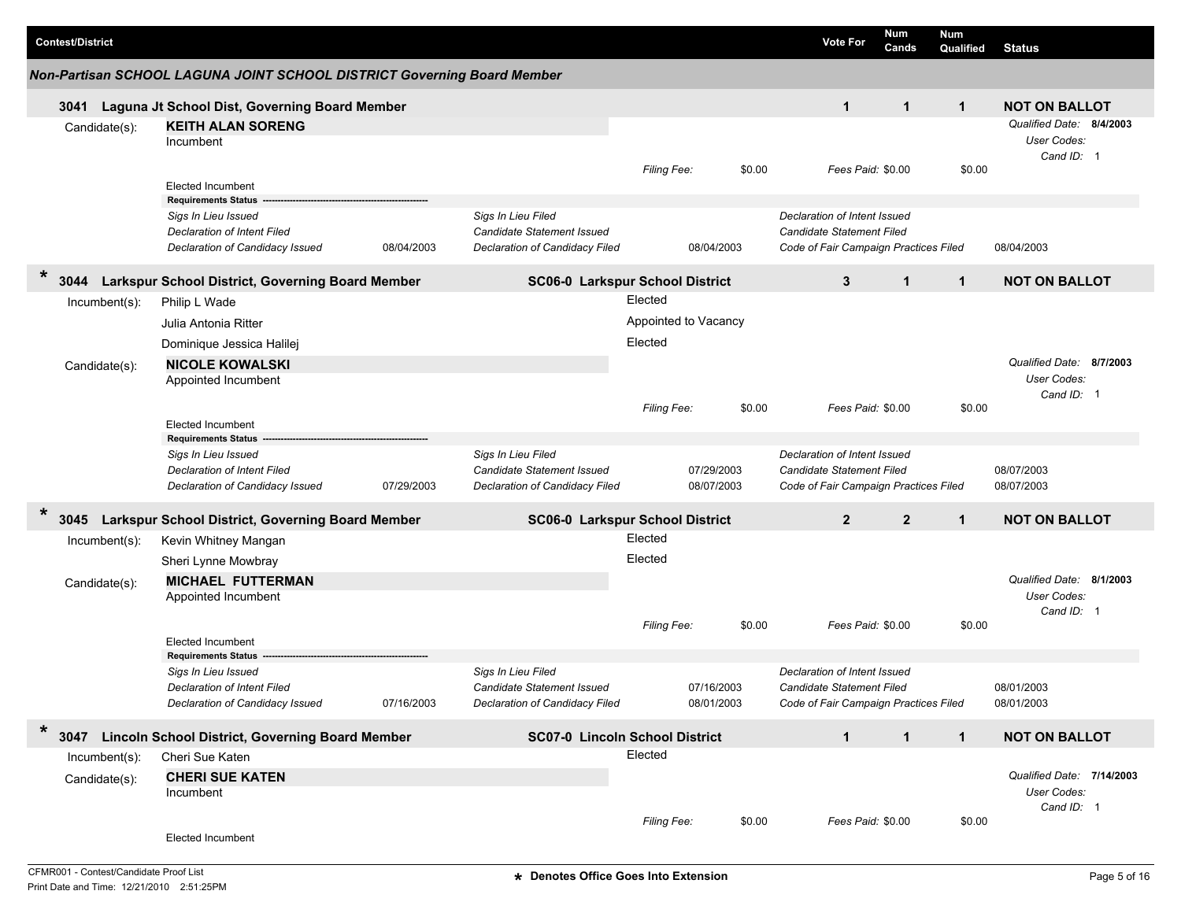| Contest/District | | Vote For | Num Cands | Num Qualified | Status |
|---|---|---|---|---|---|

## Non-Partisan SCHOOL LAGUNA JOINT SCHOOL DISTRICT Governing Board Member

### 3041 Laguna Jt School Dist, Governing Board Member

| Vote For | Num Cands | Num Qualified | Status |
|---|---|---|---|
| 1 | 1 | 1 | NOT ON BALLOT |

Candidate(s): **KEITH ALAN SORENG**
Incumbent

Qualified Date: **8/4/2003**
User Codes:
Cand ID: 1

*Filing Fee:* $0.00 *Fees Paid:* $0.00 $0.00

Elected Incumbent

**Requirements Status**

| | | | | | |
|---|---|---|---|---|---|
| *Sigs In Lieu Issued* | | *Sigs In Lieu Filed* | | *Declaration of Intent Issued* | |
| *Declaration of Intent Filed* | | *Candidate Statement Issued* | | *Candidate Statement Filed* | |
| *Declaration of Candidacy Issued* | 08/04/2003 | *Declaration of Candidacy Filed* | 08/04/2003 | *Code of Fair Campaign Practices Filed* | 08/04/2003 |

### * 3044 Larkspur School District, Governing Board Member — SC06-0 Larkspur School District

| Vote For | Num Cands | Num Qualified | Status |
|---|---|---|---|
| 3 | 1 | 1 | NOT ON BALLOT |

Incumbent(s):

- Philip L Wade — Elected
- Julia Antonia Ritter — Appointed to Vacancy
- Dominique Jessica Halilej — Elected

Candidate(s): **NICOLE KOWALSKI**
Appointed Incumbent

Qualified Date: **8/7/2003**
User Codes:
Cand ID: 1

*Filing Fee:* $0.00 *Fees Paid:* $0.00 $0.00

Elected Incumbent

**Requirements Status**

| | | | | | |
|---|---|---|---|---|---|
| *Sigs In Lieu Issued* | | *Sigs In Lieu Filed* | | *Declaration of Intent Issued* | |
| *Declaration of Intent Filed* | | *Candidate Statement Issued* | 07/29/2003 | *Candidate Statement Filed* | 08/07/2003 |
| *Declaration of Candidacy Issued* | 07/29/2003 | *Declaration of Candidacy Filed* | 08/07/2003 | *Code of Fair Campaign Practices Filed* | 08/07/2003 |

### * 3045 Larkspur School District, Governing Board Member — SC06-0 Larkspur School District

| Vote For | Num Cands | Num Qualified | Status |
|---|---|---|---|
| 2 | 2 | 1 | NOT ON BALLOT |

Incumbent(s):

- Kevin Whitney Mangan — Elected
- Sheri Lynne Mowbray — Elected

Candidate(s): **MICHAEL FUTTERMAN**
Appointed Incumbent

Qualified Date: **8/1/2003**
User Codes:
Cand ID: 1

*Filing Fee:* $0.00 *Fees Paid:* $0.00 $0.00

Elected Incumbent

**Requirements Status**

| | | | | | |
|---|---|---|---|---|---|
| *Sigs In Lieu Issued* | | *Sigs In Lieu Filed* | | *Declaration of Intent Issued* | |
| *Declaration of Intent Filed* | | *Candidate Statement Issued* | 07/16/2003 | *Candidate Statement Filed* | 08/01/2003 |
| *Declaration of Candidacy Issued* | 07/16/2003 | *Declaration of Candidacy Filed* | 08/01/2003 | *Code of Fair Campaign Practices Filed* | 08/01/2003 |

### * 3047 Lincoln School District, Governing Board Member — SC07-0 Lincoln School District

| Vote For | Num Cands | Num Qualified | Status |
|---|---|---|---|
| 1 | 1 | 1 | NOT ON BALLOT |

Incumbent(s):

- Cheri Sue Katen — Elected

Candidate(s): **CHERI SUE KATEN**
Incumbent

Qualified Date: **7/14/2003**
User Codes:
Cand ID: 1

*Filing Fee:* $0.00 *Fees Paid:* $0.00 $0.00

Elected Incumbent

CFMR001 - Contest/Candidate Proof List
Print Date and Time: 12/21/2010 2:51:25PM

**\* Denotes Office Goes Into Extension**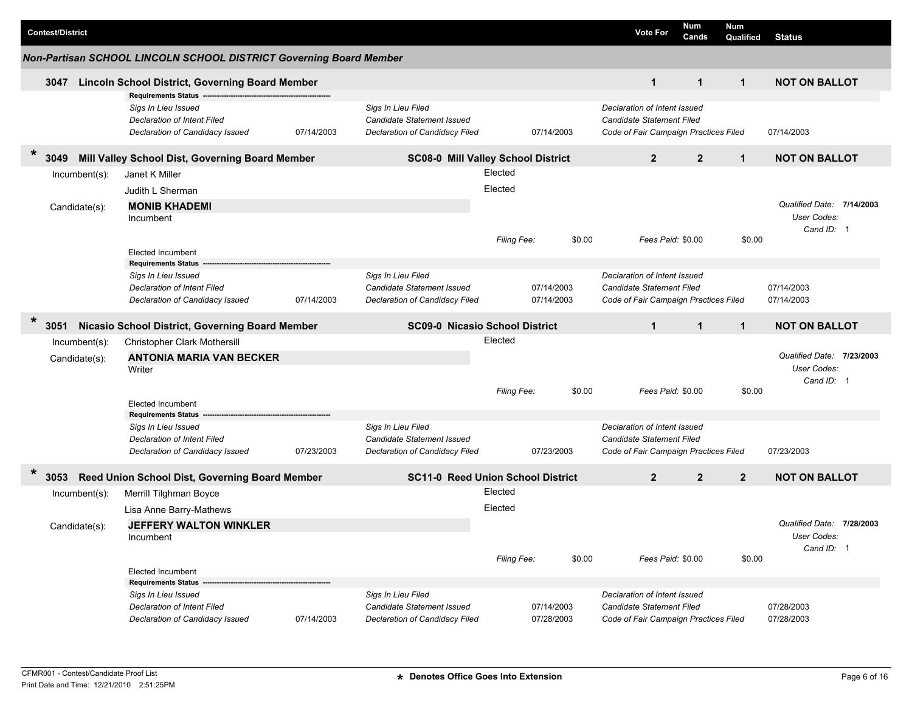| Contest/District | Vote For | Num Cands | Num Qualified | Status |
|---|---|---|---|---|

### *Non-Partisan SCHOOL LINCOLN SCHOOL DISTRICT Governing Board Member*

**3047 Lincoln School District, Governing Board Member** — Vote For: **1** | Num Cands: **1** | Num Qualified: **1** | **NOT ON BALLOT**

**Requirements Status**

| | | | | | |
|---|---|---|---|---|---|
| *Sigs In Lieu Issued* | | *Sigs In Lieu Filed* | | *Declaration of Intent Issued* | |
| *Declaration of Intent Filed* | | *Candidate Statement Issued* | | *Candidate Statement Filed* | |
| *Declaration of Candidacy Issued* | 07/14/2003 | *Declaration of Candidacy Filed* | 07/14/2003 | *Code of Fair Campaign Practices Filed* | 07/14/2003 |

---

**\* 3049 Mill Valley School Dist, Governing Board Member** — **SC08-0 Mill Valley School District** — Vote For: **2** | Num Cands: **2** | Num Qualified: **1** | **NOT ON BALLOT**

Incumbent(s): Janet K Miller — Elected
Judith L Sherman — Elected

Candidate(s): **MONIB KHADEMI**
Incumbent

*Qualified Date:* **7/14/2003**
*User Codes:*
*Cand ID:* 1

*Filing Fee:* $0.00 *Fees Paid:* $0.00 $0.00

Elected Incumbent

**Requirements Status**

| | | | | | |
|---|---|---|---|---|---|
| *Sigs In Lieu Issued* | | *Sigs In Lieu Filed* | | *Declaration of Intent Issued* | |
| *Declaration of Intent Filed* | | *Candidate Statement Issued* | 07/14/2003 | *Candidate Statement Filed* | 07/14/2003 |
| *Declaration of Candidacy Issued* | 07/14/2003 | *Declaration of Candidacy Filed* | 07/14/2003 | *Code of Fair Campaign Practices Filed* | 07/14/2003 |

---

**\* 3051 Nicasio School District, Governing Board Member** — **SC09-0 Nicasio School District** — Vote For: **1** | Num Cands: **1** | Num Qualified: **1** | **NOT ON BALLOT**

Incumbent(s): Christopher Clark Mothersill — Elected

Candidate(s): **ANTONIA MARIA VAN BECKER**
Writer

*Qualified Date:* **7/23/2003**
*User Codes:*
*Cand ID:* 1

*Filing Fee:* $0.00 *Fees Paid:* $0.00 $0.00

Elected Incumbent

**Requirements Status**

| | | | | | |
|---|---|---|---|---|---|
| *Sigs In Lieu Issued* | | *Sigs In Lieu Filed* | | *Declaration of Intent Issued* | |
| *Declaration of Intent Filed* | | *Candidate Statement Issued* | | *Candidate Statement Filed* | |
| *Declaration of Candidacy Issued* | 07/23/2003 | *Declaration of Candidacy Filed* | 07/23/2003 | *Code of Fair Campaign Practices Filed* | 07/23/2003 |

---

**\* 3053 Reed Union School Dist, Governing Board Member** — **SC11-0 Reed Union School District** — Vote For: **2** | Num Cands: **2** | Num Qualified: **2** | **NOT ON BALLOT**

Incumbent(s): Merrill Tilghman Boyce — Elected
Lisa Anne Barry-Mathews — Elected

Candidate(s): **JEFFERY WALTON WINKLER**
Incumbent

*Qualified Date:* **7/28/2003**
*User Codes:*
*Cand ID:* 1

*Filing Fee:* $0.00 *Fees Paid:* $0.00 $0.00

Elected Incumbent

**Requirements Status**

| | | | | | |
|---|---|---|---|---|---|
| *Sigs In Lieu Issued* | | *Sigs In Lieu Filed* | | *Declaration of Intent Issued* | |
| *Declaration of Intent Filed* | | *Candidate Statement Issued* | 07/14/2003 | *Candidate Statement Filed* | 07/28/2003 |
| *Declaration of Candidacy Issued* | 07/14/2003 | *Declaration of Candidacy Filed* | 07/28/2003 | *Code of Fair Campaign Practices Filed* | 07/28/2003 |

CFMR001 - Contest/Candidate Proof List
Print Date and Time: 12/21/2010 2:51:25PM

\* Denotes Office Goes Into Extension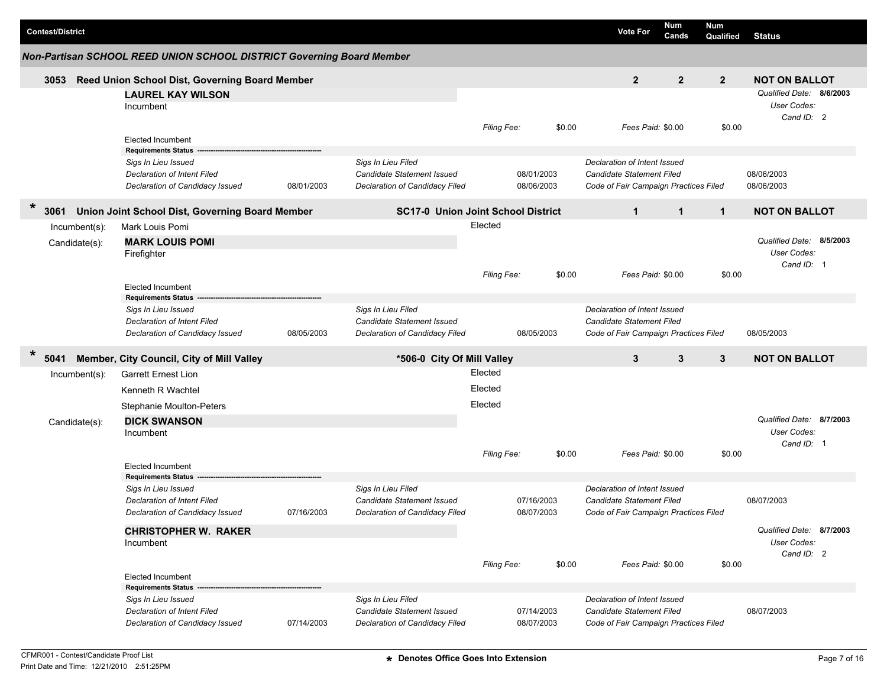| Contest/District | Vote For | Num Cands | Num Qualified | Status |
|---|---|---|---|---|

## Non-Partisan SCHOOL REED UNION SCHOOL DISTRICT Governing Board Member

### 3053 Reed Union School Dist, Governing Board Member

| Vote For | Num Cands | Num Qualified | Status |
|---|---|---|---|
| 2 | 2 | 2 | NOT ON BALLOT |

**LAUREL KAY WILSON**
Incumbent

*Qualified Date:* **8/6/2003**
*User Codes:*
*Cand ID:* 2

*Filing Fee:* $0.00 — *Fees Paid:* $0.00 — $0.00

Elected Incumbent

**Requirements Status**

| | | | | | |
|---|---|---|---|---|---|
| *Sigs In Lieu Issued* | | *Sigs In Lieu Filed* | | *Declaration of Intent Issued* | |
| *Declaration of Intent Filed* | | *Candidate Statement Issued* | 08/01/2003 | *Candidate Statement Filed* | 08/06/2003 |
| *Declaration of Candidacy Issued* | 08/01/2003 | *Declaration of Candidacy Filed* | 08/06/2003 | *Code of Fair Campaign Practices Filed* | 08/06/2003 |

### * 3061 Union Joint School Dist, Governing Board Member — SC17-0 Union Joint School District

| Vote For | Num Cands | Num Qualified | Status |
|---|---|---|---|
| 1 | 1 | 1 | NOT ON BALLOT |

Incumbent(s): Mark Louis Pomi — Elected

Candidate(s):

**MARK LOUIS POMI**
Firefighter

*Qualified Date:* **8/5/2003**
*User Codes:*
*Cand ID:* 1

*Filing Fee:* $0.00 — *Fees Paid:* $0.00 — $0.00

Elected Incumbent

**Requirements Status**

| | | | | | |
|---|---|---|---|---|---|
| *Sigs In Lieu Issued* | | *Sigs In Lieu Filed* | | *Declaration of Intent Issued* | |
| *Declaration of Intent Filed* | | *Candidate Statement Issued* | | *Candidate Statement Filed* | |
| *Declaration of Candidacy Issued* | 08/05/2003 | *Declaration of Candidacy Filed* | 08/05/2003 | *Code of Fair Campaign Practices Filed* | 08/05/2003 |

### * 5041 Member, City Council, City of Mill Valley — *506-0 City Of Mill Valley

| Vote For | Num Cands | Num Qualified | Status |
|---|---|---|---|
| 3 | 3 | 3 | NOT ON BALLOT |

Incumbent(s):
- Garrett Ernest Lion — Elected
- Kenneth R Wachtel — Elected
- Stephanie Moulton-Peters — Elected

Candidate(s):

**DICK SWANSON**
Incumbent

*Qualified Date:* **8/7/2003**
*User Codes:*
*Cand ID:* 1

*Filing Fee:* $0.00 — *Fees Paid:* $0.00 — $0.00

Elected Incumbent

**Requirements Status**

| | | | | | |
|---|---|---|---|---|---|
| *Sigs In Lieu Issued* | | *Sigs In Lieu Filed* | | *Declaration of Intent Issued* | |
| *Declaration of Intent Filed* | | *Candidate Statement Issued* | 07/16/2003 | *Candidate Statement Filed* | 08/07/2003 |
| *Declaration of Candidacy Issued* | 07/16/2003 | *Declaration of Candidacy Filed* | 08/07/2003 | *Code of Fair Campaign Practices Filed* | |

**CHRISTOPHER W. RAKER**
Incumbent

*Qualified Date:* **8/7/2003**
*User Codes:*
*Cand ID:* 2

*Filing Fee:* $0.00 — *Fees Paid:* $0.00 — $0.00

Elected Incumbent

**Requirements Status**

| | | | | | |
|---|---|---|---|---|---|
| *Sigs In Lieu Issued* | | *Sigs In Lieu Filed* | | *Declaration of Intent Issued* | |
| *Declaration of Intent Filed* | | *Candidate Statement Issued* | 07/14/2003 | *Candidate Statement Filed* | 08/07/2003 |
| *Declaration of Candidacy Issued* | 07/14/2003 | *Declaration of Candidacy Filed* | 08/07/2003 | *Code of Fair Campaign Practices Filed* | |

CFMR001 - Contest/Candidate Proof List
Print Date and Time: 12/21/2010 2:51:25PM

* Denotes Office Goes Into Extension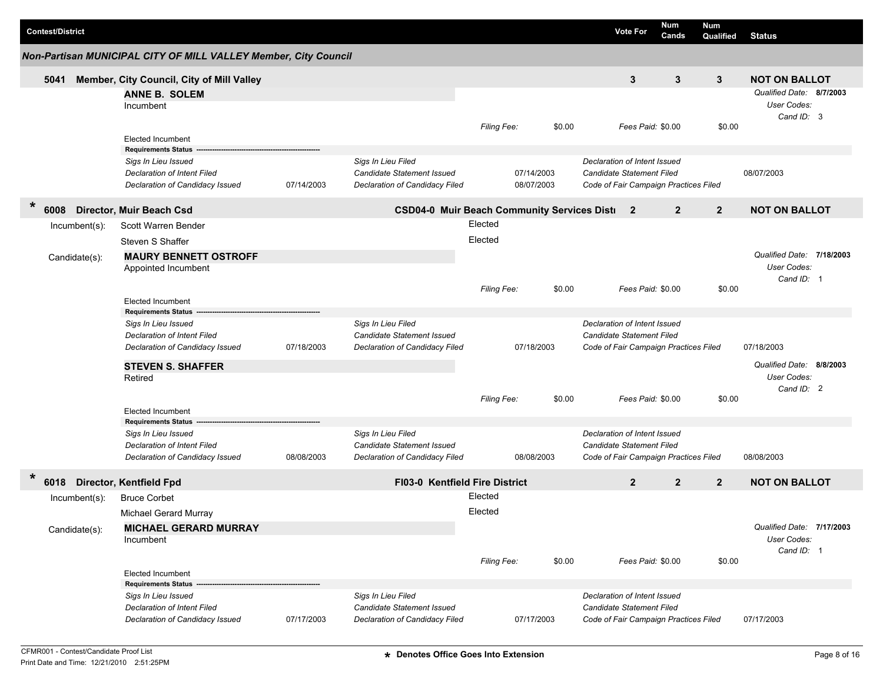| Contest/District | Vote For | Num Cands | Num Qualified | Status |
|---|---|---|---|---|

## Non-Partisan MUNICIPAL CITY OF MILL VALLEY Member, City Council

### 5041 Member, City Council, City of Mill Valley

| Vote For | Num Cands | Num Qualified | Status |
|---|---|---|---|
| 3 | 3 | 3 | NOT ON BALLOT |

**ANNE B. SOLEM**
Incumbent

*Qualified Date:* **8/7/2003**
*User Codes:*
*Cand ID:* 3

*Filing Fee:* $0.00 *Fees Paid:* $0.00 $0.00

Elected Incumbent

**Requirements Status**

| | | | | | |
|---|---|---|---|---|---|
| *Sigs In Lieu Issued* | | *Sigs In Lieu Filed* | | *Declaration of Intent Issued* | |
| *Declaration of Intent Filed* | | *Candidate Statement Issued* | 07/14/2003 | *Candidate Statement Filed* | 08/07/2003 |
| *Declaration of Candidacy Issued* | 07/14/2003 | *Declaration of Candidacy Filed* | 08/07/2003 | *Code of Fair Campaign Practices Filed* | |

### * 6008 Director, Muir Beach Csd

CSD04-0 Muir Beach Community Services Distı

| Vote For | Num Cands | Num Qualified | Status |
|---|---|---|---|
| 2 | 2 | 2 | NOT ON BALLOT |

Incumbent(s):
- Scott Warren Bender — Elected
- Steven S Shaffer — Elected

Candidate(s):

**MAURY BENNETT OSTROFF**
Appointed Incumbent

*Qualified Date:* **7/18/2003**
*User Codes:*
*Cand ID:* 1

*Filing Fee:* $0.00 *Fees Paid:* $0.00 $0.00

Elected Incumbent

**Requirements Status**

| | | | | | |
|---|---|---|---|---|---|
| *Sigs In Lieu Issued* | | *Sigs In Lieu Filed* | | *Declaration of Intent Issued* | |
| *Declaration of Intent Filed* | | *Candidate Statement Issued* | | *Candidate Statement Filed* | |
| *Declaration of Candidacy Issued* | 07/18/2003 | *Declaration of Candidacy Filed* | 07/18/2003 | *Code of Fair Campaign Practices Filed* | 07/18/2003 |

**STEVEN S. SHAFFER**
Retired

*Qualified Date:* **8/8/2003**
*User Codes:*
*Cand ID:* 2

*Filing Fee:* $0.00 *Fees Paid:* $0.00 $0.00

Elected Incumbent

**Requirements Status**

| | | | | | |
|---|---|---|---|---|---|
| *Sigs In Lieu Issued* | | *Sigs In Lieu Filed* | | *Declaration of Intent Issued* | |
| *Declaration of Intent Filed* | | *Candidate Statement Issued* | | *Candidate Statement Filed* | |
| *Declaration of Candidacy Issued* | 08/08/2003 | *Declaration of Candidacy Filed* | 08/08/2003 | *Code of Fair Campaign Practices Filed* | 08/08/2003 |

### * 6018 Director, Kentfield Fpd

FI03-0 Kentfield Fire District

| Vote For | Num Cands | Num Qualified | Status |
|---|---|---|---|
| 2 | 2 | 2 | NOT ON BALLOT |

Incumbent(s):
- Bruce Corbet — Elected
- Michael Gerard Murray — Elected

Candidate(s):

**MICHAEL GERARD MURRAY**
Incumbent

*Qualified Date:* **7/17/2003**
*User Codes:*
*Cand ID:* 1

*Filing Fee:* $0.00 *Fees Paid:* $0.00 $0.00

Elected Incumbent

**Requirements Status**

| | | | | | |
|---|---|---|---|---|---|
| *Sigs In Lieu Issued* | | *Sigs In Lieu Filed* | | *Declaration of Intent Issued* | |
| *Declaration of Intent Filed* | | *Candidate Statement Issued* | | *Candidate Statement Filed* | |
| *Declaration of Candidacy Issued* | 07/17/2003 | *Declaration of Candidacy Filed* | 07/17/2003 | *Code of Fair Campaign Practices Filed* | 07/17/2003 |

CFMR001 - Contest/Candidate Proof List
Print Date and Time: 12/21/2010 2:51:25PM

* Denotes Office Goes Into Extension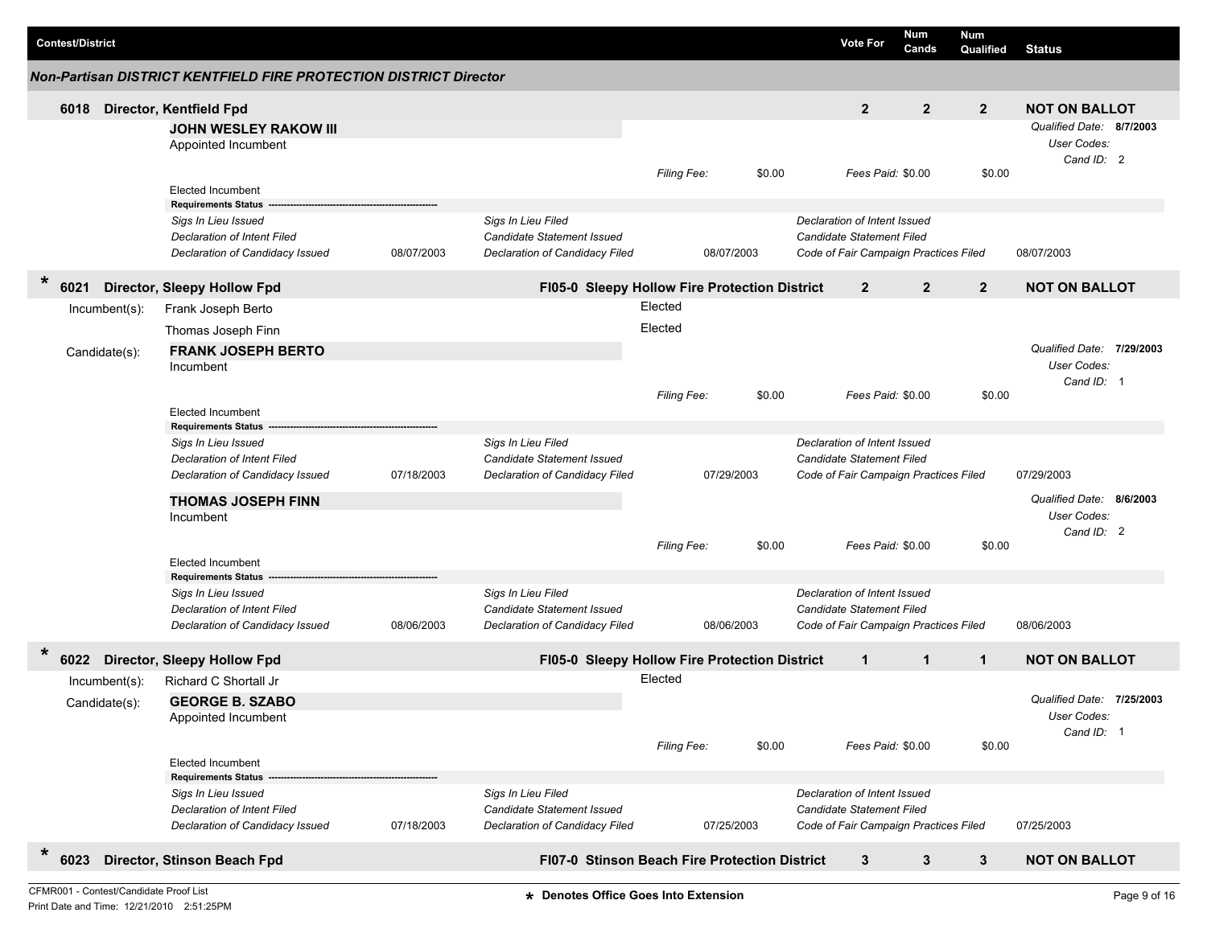| Contest/District | Vote For | Num Cands | Num Qualified | Status |
|---|---|---|---|---|

### Non-Partisan DISTRICT KENTFIELD FIRE PROTECTION DISTRICT Director

| Contest/District | Vote For | Num Cands | Num Qualified | Status |
|---|---|---|---|---|
| **6018 Director, Kentfield Fpd** | **2** | **2** | **2** | **NOT ON BALLOT** |

**JOHN WESLEY RAKOW III**
Appointed Incumbent

*Qualified Date:* **8/7/2003**
*User Codes:*
*Cand ID:* 2

*Filing Fee:* $0.00 *Fees Paid:* $0.00 $0.00

Elected Incumbent

**Requirements Status**

| | | | | | |
|---|---|---|---|---|---|
| *Sigs In Lieu Issued* | | *Sigs In Lieu Filed* | | *Declaration of Intent Issued* | |
| *Declaration of Intent Filed* | | *Candidate Statement Issued* | | *Candidate Statement Filed* | |
| *Declaration of Candidacy Issued* | 08/07/2003 | *Declaration of Candidacy Filed* | 08/07/2003 | *Code of Fair Campaign Practices Filed* | 08/07/2003 |

| Contest/District | | Vote For | Num Cands | Num Qualified | Status |
|---|---|---|---|---|---|
| * **6021 Director, Sleepy Hollow Fpd** | **FI05-0 Sleepy Hollow Fire Protection District** | **2** | **2** | **2** | **NOT ON BALLOT** |

Incumbent(s):
- Frank Joseph Berto — Elected
- Thomas Joseph Finn — Elected

Candidate(s):

**FRANK JOSEPH BERTO**
Incumbent

*Qualified Date:* **7/29/2003**
*User Codes:*
*Cand ID:* 1

*Filing Fee:* $0.00 *Fees Paid:* $0.00 $0.00

Elected Incumbent

**Requirements Status**

| | | | | | |
|---|---|---|---|---|---|
| *Sigs In Lieu Issued* | | *Sigs In Lieu Filed* | | *Declaration of Intent Issued* | |
| *Declaration of Intent Filed* | | *Candidate Statement Issued* | | *Candidate Statement Filed* | |
| *Declaration of Candidacy Issued* | 07/18/2003 | *Declaration of Candidacy Filed* | 07/29/2003 | *Code of Fair Campaign Practices Filed* | 07/29/2003 |

**THOMAS JOSEPH FINN**
Incumbent

*Qualified Date:* **8/6/2003**
*User Codes:*
*Cand ID:* 2

*Filing Fee:* $0.00 *Fees Paid:* $0.00 $0.00

Elected Incumbent

**Requirements Status**

| | | | | | |
|---|---|---|---|---|---|
| *Sigs In Lieu Issued* | | *Sigs In Lieu Filed* | | *Declaration of Intent Issued* | |
| *Declaration of Intent Filed* | | *Candidate Statement Issued* | | *Candidate Statement Filed* | |
| *Declaration of Candidacy Issued* | 08/06/2003 | *Declaration of Candidacy Filed* | 08/06/2003 | *Code of Fair Campaign Practices Filed* | 08/06/2003 |

| Contest/District | | Vote For | Num Cands | Num Qualified | Status |
|---|---|---|---|---|---|
| * **6022 Director, Sleepy Hollow Fpd** | **FI05-0 Sleepy Hollow Fire Protection District** | **1** | **1** | **1** | **NOT ON BALLOT** |

Incumbent(s):
- Richard C Shortall Jr — Elected

Candidate(s):

**GEORGE B. SZABO**
Appointed Incumbent

*Qualified Date:* **7/25/2003**
*User Codes:*
*Cand ID:* 1

*Filing Fee:* $0.00 *Fees Paid:* $0.00 $0.00

Elected Incumbent

**Requirements Status**

| | | | | | |
|---|---|---|---|---|---|
| *Sigs In Lieu Issued* | | *Sigs In Lieu Filed* | | *Declaration of Intent Issued* | |
| *Declaration of Intent Filed* | | *Candidate Statement Issued* | | *Candidate Statement Filed* | |
| *Declaration of Candidacy Issued* | 07/18/2003 | *Declaration of Candidacy Filed* | 07/25/2003 | *Code of Fair Campaign Practices Filed* | 07/25/2003 |

| Contest/District | | Vote For | Num Cands | Num Qualified | Status |
|---|---|---|---|---|---|
| * **6023 Director, Stinson Beach Fpd** | **FI07-0 Stinson Beach Fire Protection District** | **3** | **3** | **3** | **NOT ON BALLOT** |

CFMR001 - Contest/Candidate Proof List
Print Date and Time: 12/21/2010 2:51:25PM

* Denotes Office Goes Into Extension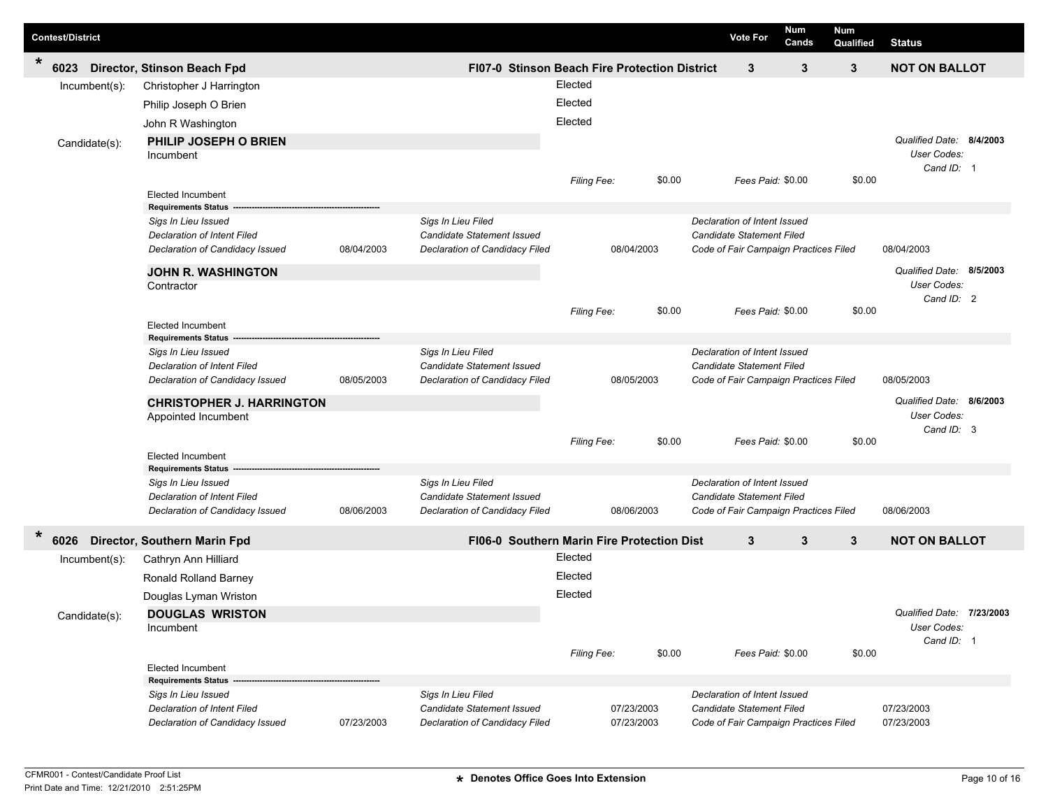| Contest/District | | Vote For | Num Cands | Num Qualified | Status |
|---|---|---|---|---|---|
| * 6023 Director, Stinson Beach Fpd | FI07-0 Stinson Beach Fire Protection District | 3 | 3 | 3 | NOT ON BALLOT |

**Incumbent(s):**

- Christopher J Harrington — Elected
- Philip Joseph O Brien — Elected
- John R Washington — Elected

**Candidate(s):**

**PHILIP JOSEPH O BRIEN**
Incumbent

*Qualified Date:* **8/4/2003**
*User Codes:*
*Cand ID:* 1

*Filing Fee:* $0.00 *Fees Paid:* $0.00 $0.00

Elected Incumbent

**Requirements Status**

| | | | | | |
|---|---|---|---|---|---|
| *Sigs In Lieu Issued* | | *Sigs In Lieu Filed* | | *Declaration of Intent Issued* | |
| *Declaration of Intent Filed* | | *Candidate Statement Issued* | | *Candidate Statement Filed* | |
| *Declaration of Candidacy Issued* | 08/04/2003 | *Declaration of Candidacy Filed* | 08/04/2003 | *Code of Fair Campaign Practices Filed* | 08/04/2003 |

**JOHN R. WASHINGTON**
Contractor

*Qualified Date:* **8/5/2003**
*User Codes:*
*Cand ID:* 2

*Filing Fee:* $0.00 *Fees Paid:* $0.00 $0.00

Elected Incumbent

**Requirements Status**

| | | | | | |
|---|---|---|---|---|---|
| *Sigs In Lieu Issued* | | *Sigs In Lieu Filed* | | *Declaration of Intent Issued* | |
| *Declaration of Intent Filed* | | *Candidate Statement Issued* | | *Candidate Statement Filed* | |
| *Declaration of Candidacy Issued* | 08/05/2003 | *Declaration of Candidacy Filed* | 08/05/2003 | *Code of Fair Campaign Practices Filed* | 08/05/2003 |

**CHRISTOPHER J. HARRINGTON**
Appointed Incumbent

*Qualified Date:* **8/6/2003**
*User Codes:*
*Cand ID:* 3

*Filing Fee:* $0.00 *Fees Paid:* $0.00 $0.00

Elected Incumbent

**Requirements Status**

| | | | | | |
|---|---|---|---|---|---|
| *Sigs In Lieu Issued* | | *Sigs In Lieu Filed* | | *Declaration of Intent Issued* | |
| *Declaration of Intent Filed* | | *Candidate Statement Issued* | | *Candidate Statement Filed* | |
| *Declaration of Candidacy Issued* | 08/06/2003 | *Declaration of Candidacy Filed* | 08/06/2003 | *Code of Fair Campaign Practices Filed* | 08/06/2003 |

| Contest/District | | Vote For | Num Cands | Num Qualified | Status |
|---|---|---|---|---|---|
| * 6026 Director, Southern Marin Fpd | FI06-0 Southern Marin Fire Protection Dist | 3 | 3 | 3 | NOT ON BALLOT |

**Incumbent(s):**

- Cathryn Ann Hilliard — Elected
- Ronald Rolland Barney — Elected
- Douglas Lyman Wriston — Elected

**Candidate(s):**

**DOUGLAS WRISTON**
Incumbent

*Qualified Date:* **7/23/2003**
*User Codes:*
*Cand ID:* 1

*Filing Fee:* $0.00 *Fees Paid:* $0.00 $0.00

Elected Incumbent

**Requirements Status**

| | | | | | |
|---|---|---|---|---|---|
| *Sigs In Lieu Issued* | | *Sigs In Lieu Filed* | | *Declaration of Intent Issued* | |
| *Declaration of Intent Filed* | | *Candidate Statement Issued* | 07/23/2003 | *Candidate Statement Filed* | 07/23/2003 |
| *Declaration of Candidacy Issued* | 07/23/2003 | *Declaration of Candidacy Filed* | 07/23/2003 | *Code of Fair Campaign Practices Filed* | 07/23/2003 |

CFMR001 - Contest/Candidate Proof List
Print Date and Time: 12/21/2010 2:51:25PM

**\* Denotes Office Goes Into Extension**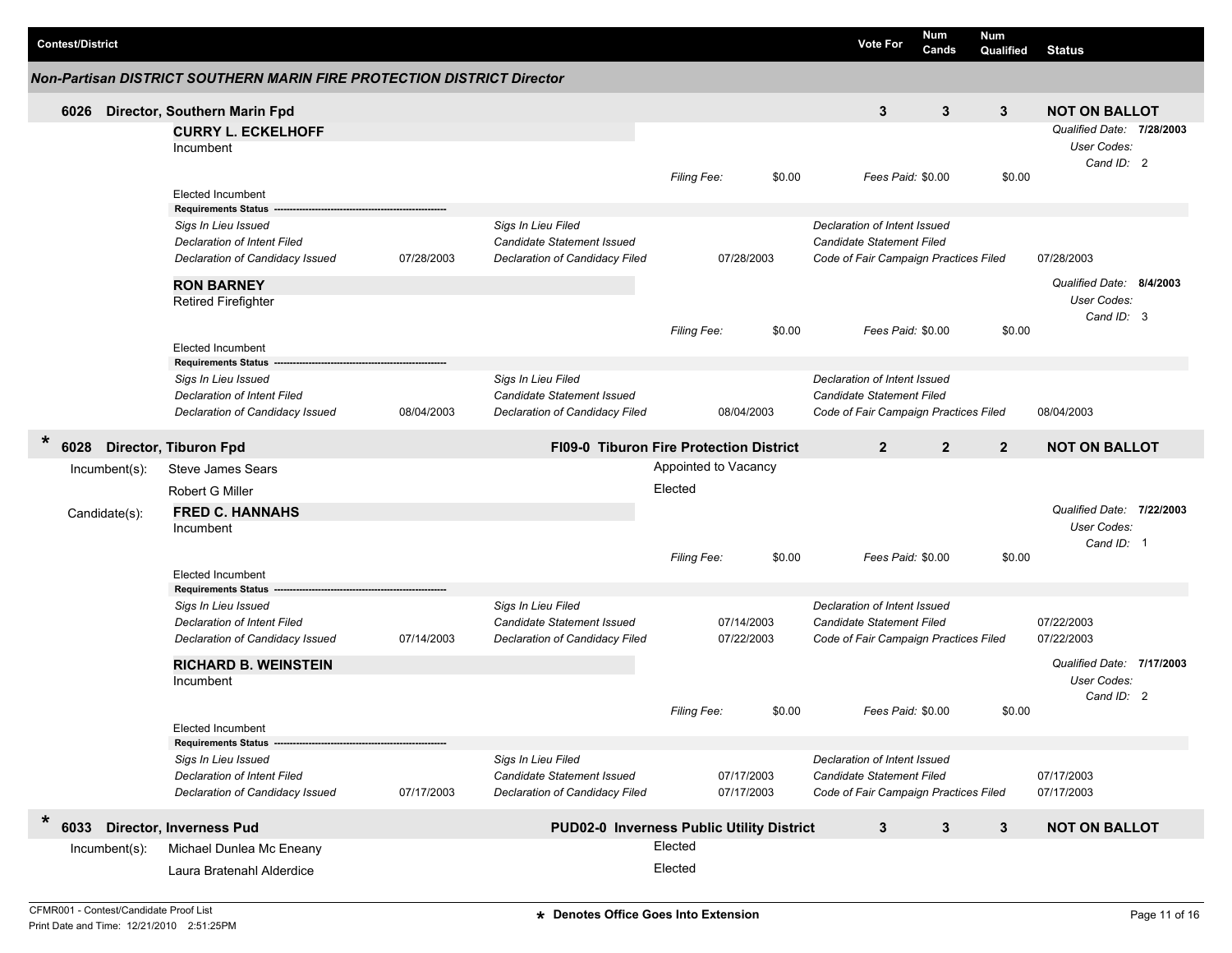| Contest/District | Vote For | Num Cands | Num Qualified | Status |
|---|---|---|---|---|

## Non-Partisan DISTRICT SOUTHERN MARIN FIRE PROTECTION DISTRICT Director

### 6026 Director, Southern Marin Fpd

| Vote For | Num Cands | Num Qualified | Status |
|---|---|---|---|
| 3 | 3 | 3 | NOT ON BALLOT |

**CURRY L. ECKELHOFF**
Incumbent

*Qualified Date:* **7/28/2003**
*User Codes:*
*Cand ID:* 2

*Filing Fee:* $0.00 *Fees Paid:* $0.00 $0.00

Elected Incumbent

**Requirements Status**

| | | | | | |
|---|---|---|---|---|---|
| *Sigs In Lieu Issued* | | *Sigs In Lieu Filed* | | *Declaration of Intent Issued* | |
| *Declaration of Intent Filed* | | *Candidate Statement Issued* | | *Candidate Statement Filed* | |
| *Declaration of Candidacy Issued* | 07/28/2003 | *Declaration of Candidacy Filed* | 07/28/2003 | *Code of Fair Campaign Practices Filed* | 07/28/2003 |

**RON BARNEY**
Retired Firefighter

*Qualified Date:* **8/4/2003**
*User Codes:*
*Cand ID:* 3

*Filing Fee:* $0.00 *Fees Paid:* $0.00 $0.00

Elected Incumbent

**Requirements Status**

| | | | | | |
|---|---|---|---|---|---|
| *Sigs In Lieu Issued* | | *Sigs In Lieu Filed* | | *Declaration of Intent Issued* | |
| *Declaration of Intent Filed* | | *Candidate Statement Issued* | | *Candidate Statement Filed* | |
| *Declaration of Candidacy Issued* | 08/04/2003 | *Declaration of Candidacy Filed* | 08/04/2003 | *Code of Fair Campaign Practices Filed* | 08/04/2003 |

### * 6028 Director, Tiburon Fpd — FI09-0 Tiburon Fire Protection District

| Vote For | Num Cands | Num Qualified | Status |
|---|---|---|---|
| 2 | 2 | 2 | NOT ON BALLOT |

Incumbent(s):

- Steve James Sears — Appointed to Vacancy
- Robert G Miller — Elected

Candidate(s):

**FRED C. HANNAHS**
Incumbent

*Qualified Date:* **7/22/2003**
*User Codes:*
*Cand ID:* 1

*Filing Fee:* $0.00 *Fees Paid:* $0.00 $0.00

Elected Incumbent

**Requirements Status**

| | | | | | |
|---|---|---|---|---|---|
| *Sigs In Lieu Issued* | | *Sigs In Lieu Filed* | | *Declaration of Intent Issued* | |
| *Declaration of Intent Filed* | | *Candidate Statement Issued* | 07/14/2003 | *Candidate Statement Filed* | 07/22/2003 |
| *Declaration of Candidacy Issued* | 07/14/2003 | *Declaration of Candidacy Filed* | 07/22/2003 | *Code of Fair Campaign Practices Filed* | 07/22/2003 |

**RICHARD B. WEINSTEIN**
Incumbent

*Qualified Date:* **7/17/2003**
*User Codes:*
*Cand ID:* 2

*Filing Fee:* $0.00 *Fees Paid:* $0.00 $0.00

Elected Incumbent

**Requirements Status**

| | | | | | |
|---|---|---|---|---|---|
| *Sigs In Lieu Issued* | | *Sigs In Lieu Filed* | | *Declaration of Intent Issued* | |
| *Declaration of Intent Filed* | | *Candidate Statement Issued* | 07/17/2003 | *Candidate Statement Filed* | 07/17/2003 |
| *Declaration of Candidacy Issued* | 07/17/2003 | *Declaration of Candidacy Filed* | 07/17/2003 | *Code of Fair Campaign Practices Filed* | 07/17/2003 |

### * 6033 Director, Inverness Pud — PUD02-0 Inverness Public Utility District

| Vote For | Num Cands | Num Qualified | Status |
|---|---|---|---|
| 3 | 3 | 3 | NOT ON BALLOT |

Incumbent(s):

- Michael Dunlea Mc Eneany — Elected
- Laura Bratenahl Alderdice — Elected

CFMR001 - Contest/Candidate Proof List
Print Date and Time: 12/21/2010 2:51:25PM

* Denotes Office Goes Into Extension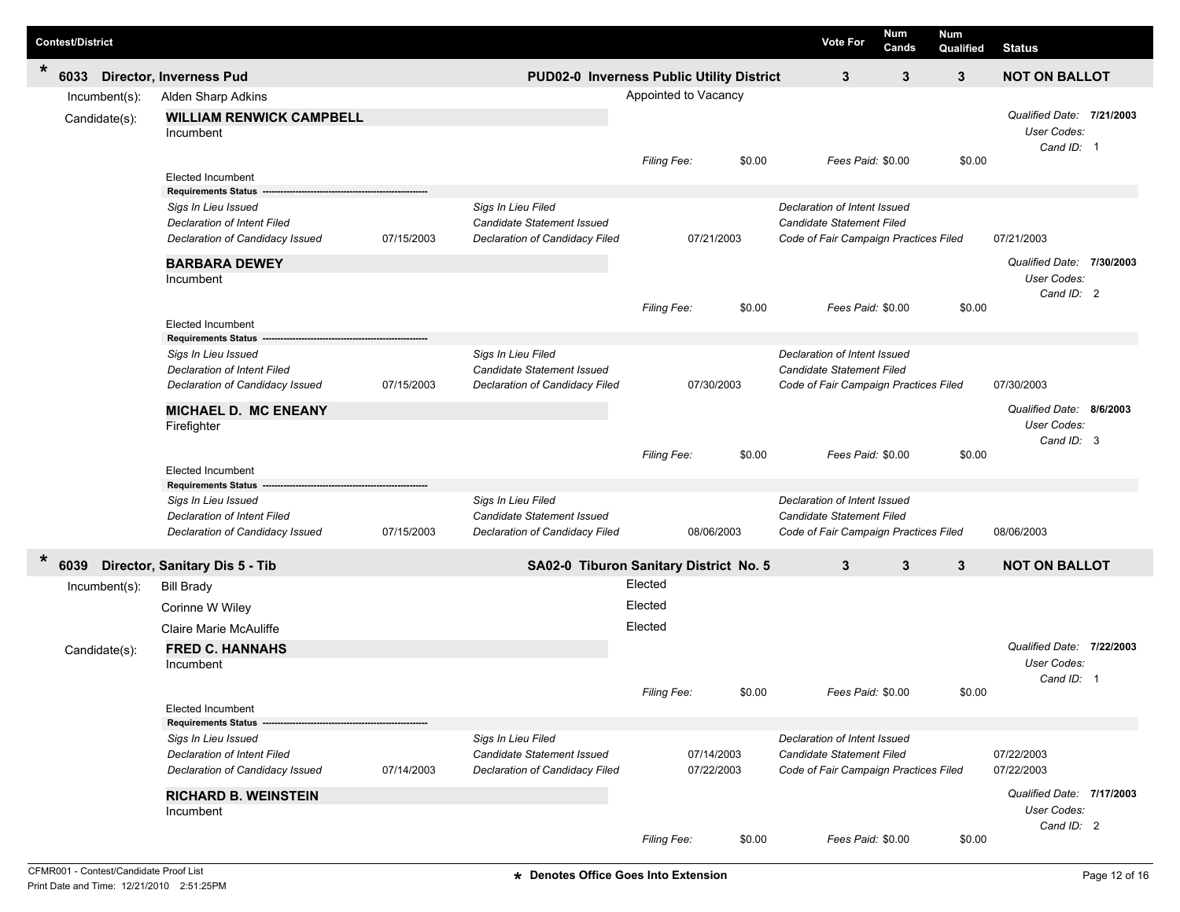| Contest/District | | Vote For | Num Cands | Num Qualified | Status |
|---|---|---|---|---|---|
| * 6033 Director, Inverness Pud | PUD02-0 Inverness Public Utility District | 3 | 3 | 3 | NOT ON BALLOT |

Incumbent(s): Alden Sharp Adkins — Appointed to Vacancy

Candidate(s):

**WILLIAM RENWICK CAMPBELL**
Incumbent
Elected Incumbent

*Filing Fee:* $0.00 — *Fees Paid:* $0.00 — $0.00

*Qualified Date:* **7/21/2003**
*User Codes:*
*Cand ID:* 1

**Requirements Status**

| | | | | | |
|---|---|---|---|---|---|
| *Sigs In Lieu Issued* | | *Sigs In Lieu Filed* | | *Declaration of Intent Issued* | |
| *Declaration of Intent Filed* | | *Candidate Statement Issued* | | *Candidate Statement Filed* | |
| *Declaration of Candidacy Issued* | 07/15/2003 | *Declaration of Candidacy Filed* | 07/21/2003 | *Code of Fair Campaign Practices Filed* | 07/21/2003 |

**BARBARA DEWEY**
Incumbent
Elected Incumbent

*Filing Fee:* $0.00 — *Fees Paid:* $0.00 — $0.00

*Qualified Date:* **7/30/2003**
*User Codes:*
*Cand ID:* 2

**Requirements Status**

| | | | | | |
|---|---|---|---|---|---|
| *Sigs In Lieu Issued* | | *Sigs In Lieu Filed* | | *Declaration of Intent Issued* | |
| *Declaration of Intent Filed* | | *Candidate Statement Issued* | | *Candidate Statement Filed* | |
| *Declaration of Candidacy Issued* | 07/15/2003 | *Declaration of Candidacy Filed* | 07/30/2003 | *Code of Fair Campaign Practices Filed* | 07/30/2003 |

**MICHAEL D. MC ENEANY**
Firefighter
Elected Incumbent

*Filing Fee:* $0.00 — *Fees Paid:* $0.00 — $0.00

*Qualified Date:* **8/6/2003**
*User Codes:*
*Cand ID:* 3

**Requirements Status**

| | | | | | |
|---|---|---|---|---|---|
| *Sigs In Lieu Issued* | | *Sigs In Lieu Filed* | | *Declaration of Intent Issued* | |
| *Declaration of Intent Filed* | | *Candidate Statement Issued* | | *Candidate Statement Filed* | |
| *Declaration of Candidacy Issued* | 07/15/2003 | *Declaration of Candidacy Filed* | 08/06/2003 | *Code of Fair Campaign Practices Filed* | 08/06/2003 |

| Contest/District | | Vote For | Num Cands | Num Qualified | Status |
|---|---|---|---|---|---|
| * 6039 Director, Sanitary Dis 5 - Tib | SA02-0 Tiburon Sanitary District No. 5 | 3 | 3 | 3 | NOT ON BALLOT |

Incumbent(s):
- Bill Brady — Elected
- Corinne W Wiley — Elected
- Claire Marie McAuliffe — Elected

Candidate(s):

**FRED C. HANNAHS**
Incumbent
Elected Incumbent

*Filing Fee:* $0.00 — *Fees Paid:* $0.00 — $0.00

*Qualified Date:* **7/22/2003**
*User Codes:*
*Cand ID:* 1

**Requirements Status**

| | | | | | |
|---|---|---|---|---|---|
| *Sigs In Lieu Issued* | | *Sigs In Lieu Filed* | | *Declaration of Intent Issued* | |
| *Declaration of Intent Filed* | | *Candidate Statement Issued* | 07/14/2003 | *Candidate Statement Filed* | 07/22/2003 |
| *Declaration of Candidacy Issued* | 07/14/2003 | *Declaration of Candidacy Filed* | 07/22/2003 | *Code of Fair Campaign Practices Filed* | 07/22/2003 |

**RICHARD B. WEINSTEIN**
Incumbent

*Filing Fee:* $0.00 — *Fees Paid:* $0.00 — $0.00

*Qualified Date:* **7/17/2003**
*User Codes:*
*Cand ID:* 2

CFMR001 - Contest/Candidate Proof List
Print Date and Time: 12/21/2010 2:51:25PM

\* Denotes Office Goes Into Extension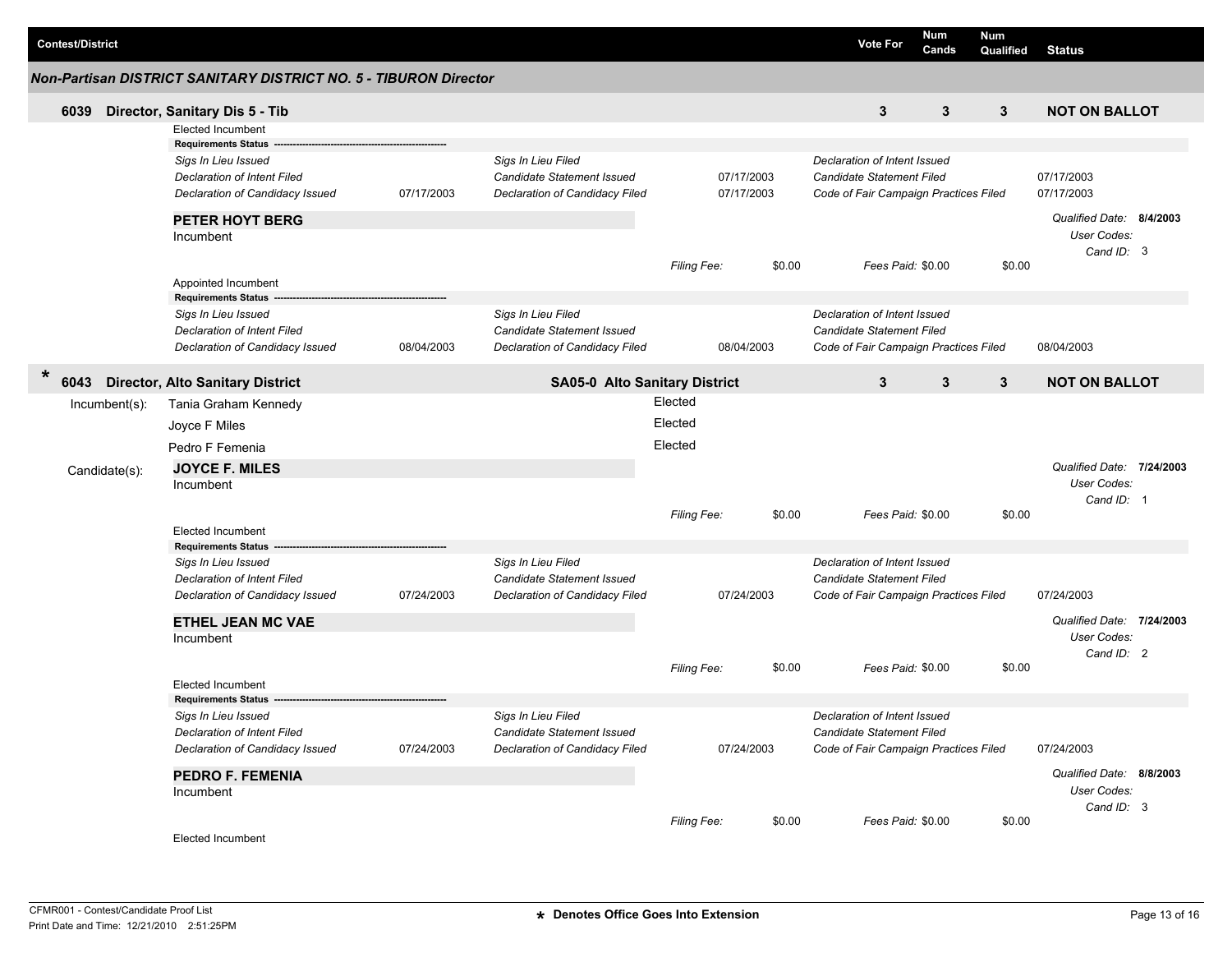| Contest/District | Vote For | Num Cands | Num Qualified | Status |
|---|---|---|---|---|

### Non-Partisan DISTRICT SANITARY DISTRICT NO. 5 - TIBURON Director

| 6039 Director, Sanitary Dis 5 - Tib | Vote For | Num Cands | Num Qualified | Status |
|---|---|---|---|---|
| | 3 | 3 | 3 | NOT ON BALLOT |

Elected Incumbent

**Requirements Status**

| | | | | | |
|---|---|---|---|---|---|
| *Sigs In Lieu Issued* | | *Sigs In Lieu Filed* | | *Declaration of Intent Issued* | |
| *Declaration of Intent Filed* | | *Candidate Statement Issued* | 07/17/2003 | *Candidate Statement Filed* | 07/17/2003 |
| *Declaration of Candidacy Issued* | 07/17/2003 | *Declaration of Candidacy Filed* | 07/17/2003 | *Code of Fair Campaign Practices Filed* | 07/17/2003 |

**PETER HOYT BERG**
Incumbent

*Qualified Date:* **8/4/2003**
*User Codes:*
*Cand ID:* 3

*Filing Fee:* $0.00 *Fees Paid:* $0.00 $0.00

Appointed Incumbent

**Requirements Status**

| | | | | | |
|---|---|---|---|---|---|
| *Sigs In Lieu Issued* | | *Sigs In Lieu Filed* | | *Declaration of Intent Issued* | |
| *Declaration of Intent Filed* | | *Candidate Statement Issued* | | *Candidate Statement Filed* | |
| *Declaration of Candidacy Issued* | 08/04/2003 | *Declaration of Candidacy Filed* | 08/04/2003 | *Code of Fair Campaign Practices Filed* | 08/04/2003 |

| * 6043 Director, Alto Sanitary District | SA05-0 Alto Sanitary District | Vote For | Num Cands | Num Qualified | Status |
|---|---|---|---|---|---|
| | | 3 | 3 | 3 | NOT ON BALLOT |

Incumbent(s):

| | |
|---|---|
| Tania Graham Kennedy | Elected |
| Joyce F Miles | Elected |
| Pedro F Femenia | Elected |

Candidate(s):

**JOYCE F. MILES**
Incumbent

*Qualified Date:* **7/24/2003**
*User Codes:*
*Cand ID:* 1

*Filing Fee:* $0.00 *Fees Paid:* $0.00 $0.00

Elected Incumbent

**Requirements Status**

| | | | | | |
|---|---|---|---|---|---|
| *Sigs In Lieu Issued* | | *Sigs In Lieu Filed* | | *Declaration of Intent Issued* | |
| *Declaration of Intent Filed* | | *Candidate Statement Issued* | | *Candidate Statement Filed* | |
| *Declaration of Candidacy Issued* | 07/24/2003 | *Declaration of Candidacy Filed* | 07/24/2003 | *Code of Fair Campaign Practices Filed* | 07/24/2003 |

**ETHEL JEAN MC VAE**
Incumbent

*Qualified Date:* **7/24/2003**
*User Codes:*
*Cand ID:* 2

*Filing Fee:* $0.00 *Fees Paid:* $0.00 $0.00

Elected Incumbent

**Requirements Status**

| | | | | | |
|---|---|---|---|---|---|
| *Sigs In Lieu Issued* | | *Sigs In Lieu Filed* | | *Declaration of Intent Issued* | |
| *Declaration of Intent Filed* | | *Candidate Statement Issued* | | *Candidate Statement Filed* | |
| *Declaration of Candidacy Issued* | 07/24/2003 | *Declaration of Candidacy Filed* | 07/24/2003 | *Code of Fair Campaign Practices Filed* | 07/24/2003 |

**PEDRO F. FEMENIA**
Incumbent

*Qualified Date:* **8/8/2003**
*User Codes:*
*Cand ID:* 3

*Filing Fee:* $0.00 *Fees Paid:* $0.00 $0.00

Elected Incumbent

CFMR001 - Contest/Candidate Proof List
Print Date and Time: 12/21/2010 2:51:25PM

**\* Denotes Office Goes Into Extension**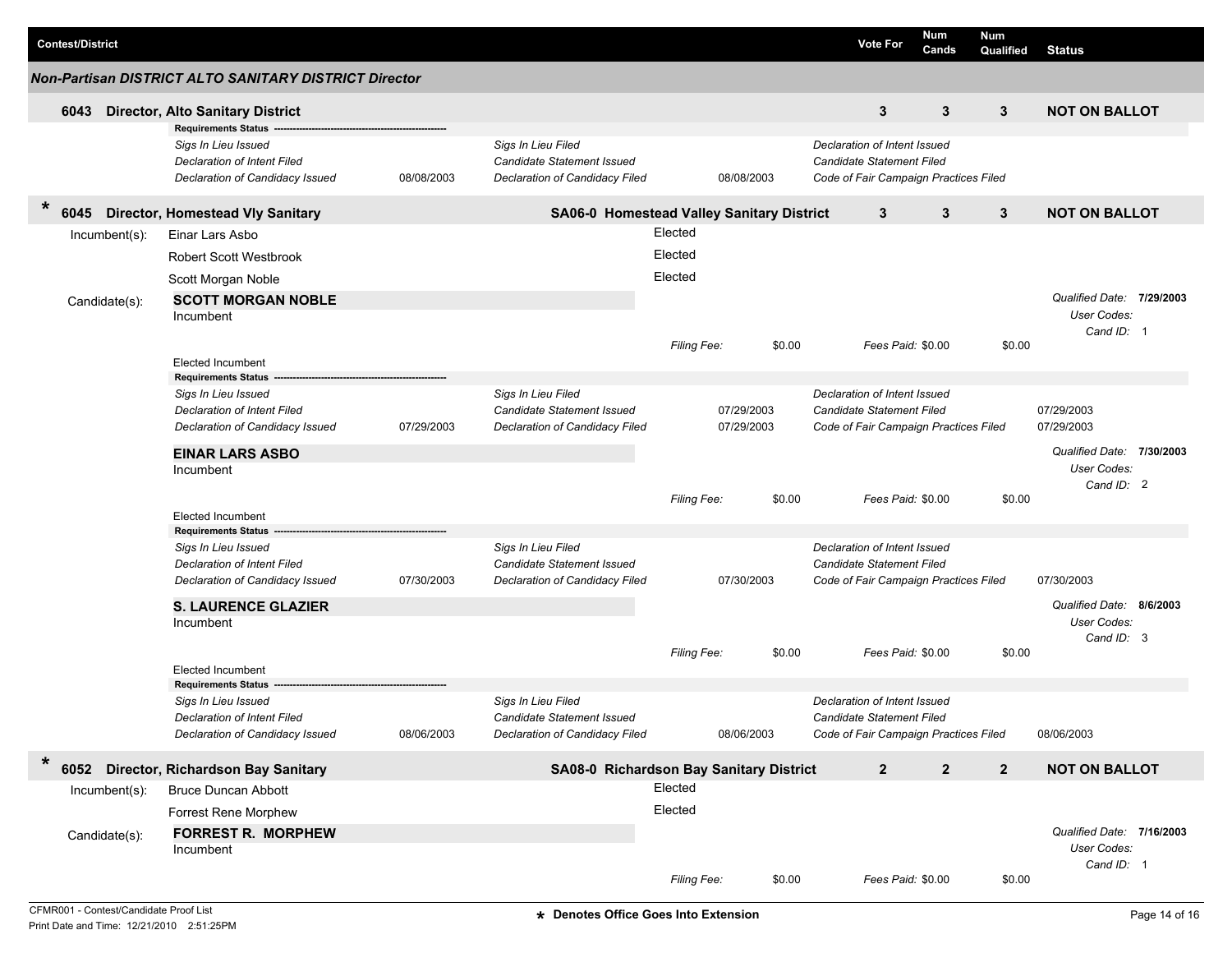| Contest/District | | Vote For | Num Cands | Num Qualified | Status |
|---|---|---|---|---|---|

### Non-Partisan DISTRICT ALTO SANITARY DISTRICT Director

| | | Vote For | Num Cands | Num Qualified | Status |
|---|---|---|---|---|---|
| **6043 Director, Alto Sanitary District** | | 3 | 3 | 3 | **NOT ON BALLOT** |

**Requirements Status**

| | | | | | |
|---|---|---|---|---|---|
| *Sigs In Lieu Issued* | | *Sigs In Lieu Filed* | | *Declaration of Intent Issued* | |
| *Declaration of Intent Filed* | | *Candidate Statement Issued* | | *Candidate Statement Filed* | |
| *Declaration of Candidacy Issued* | 08/08/2003 | *Declaration of Candidacy Filed* | 08/08/2003 | *Code of Fair Campaign Practices Filed* | |

| | | Vote For | Num Cands | Num Qualified | Status |
|---|---|---|---|---|---|
| * **6045 Director, Homestead Vly Sanitary** | **SA06-0 Homestead Valley Sanitary District** | 3 | 3 | 3 | **NOT ON BALLOT** |

Incumbent(s):
- Einar Lars Asbo — Elected
- Robert Scott Westbrook — Elected
- Scott Morgan Noble — Elected

Candidate(s):

**SCOTT MORGAN NOBLE**
Incumbent

*Qualified Date:* **7/29/2003**
*User Codes:*
*Cand ID:* 1

*Filing Fee:* $0.00 *Fees Paid:* $0.00 $0.00

Elected Incumbent

**Requirements Status**

| | | | | | |
|---|---|---|---|---|---|
| *Sigs In Lieu Issued* | | *Sigs In Lieu Filed* | | *Declaration of Intent Issued* | |
| *Declaration of Intent Filed* | | *Candidate Statement Issued* | 07/29/2003 | *Candidate Statement Filed* | 07/29/2003 |
| *Declaration of Candidacy Issued* | 07/29/2003 | *Declaration of Candidacy Filed* | 07/29/2003 | *Code of Fair Campaign Practices Filed* | 07/29/2003 |

**EINAR LARS ASBO**
Incumbent

*Qualified Date:* **7/30/2003**
*User Codes:*
*Cand ID:* 2

*Filing Fee:* $0.00 *Fees Paid:* $0.00 $0.00

Elected Incumbent

**Requirements Status**

| | | | | | |
|---|---|---|---|---|---|
| *Sigs In Lieu Issued* | | *Sigs In Lieu Filed* | | *Declaration of Intent Issued* | |
| *Declaration of Intent Filed* | | *Candidate Statement Issued* | | *Candidate Statement Filed* | |
| *Declaration of Candidacy Issued* | 07/30/2003 | *Declaration of Candidacy Filed* | 07/30/2003 | *Code of Fair Campaign Practices Filed* | 07/30/2003 |

**S. LAURENCE GLAZIER**
Incumbent

*Qualified Date:* **8/6/2003**
*User Codes:*
*Cand ID:* 3

*Filing Fee:* $0.00 *Fees Paid:* $0.00 $0.00

Elected Incumbent

**Requirements Status**

| | | | | | |
|---|---|---|---|---|---|
| *Sigs In Lieu Issued* | | *Sigs In Lieu Filed* | | *Declaration of Intent Issued* | |
| *Declaration of Intent Filed* | | *Candidate Statement Issued* | | *Candidate Statement Filed* | |
| *Declaration of Candidacy Issued* | 08/06/2003 | *Declaration of Candidacy Filed* | 08/06/2003 | *Code of Fair Campaign Practices Filed* | 08/06/2003 |

| | | Vote For | Num Cands | Num Qualified | Status |
|---|---|---|---|---|---|
| * **6052 Director, Richardson Bay Sanitary** | **SA08-0 Richardson Bay Sanitary District** | 2 | 2 | 2 | **NOT ON BALLOT** |

Incumbent(s):
- Bruce Duncan Abbott — Elected
- Forrest Rene Morphew — Elected

Candidate(s):

**FORREST R. MORPHEW**
Incumbent

*Qualified Date:* **7/16/2003**
*User Codes:*
*Cand ID:* 1

*Filing Fee:* $0.00 *Fees Paid:* $0.00 $0.00

CFMR001 - Contest/Candidate Proof List
Print Date and Time: 12/21/2010 2:51:25PM

**\* Denotes Office Goes Into Extension**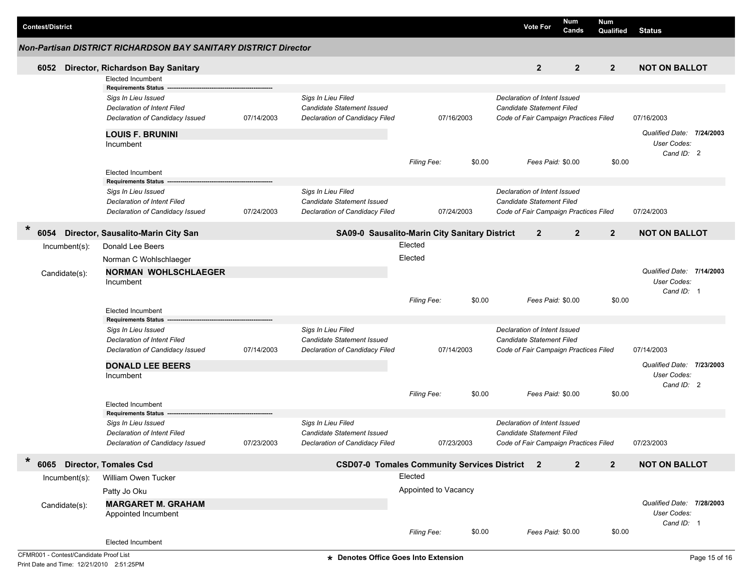| Contest/District | Vote For | Num Cands | Num Qualified | Status |
|---|---|---|---|---|

### *Non-Partisan DISTRICT RICHARDSON BAY SANITARY DISTRICT Director*

**6052 Director, Richardson Bay Sanitary** — Vote For: **2** | Num Cands: **2** | Num Qualified: **2** | **NOT ON BALLOT**

Elected Incumbent

**Requirements Status**

| | | | | | |
|---|---|---|---|---|---|
| *Sigs In Lieu Issued* | | *Sigs In Lieu Filed* | | *Declaration of Intent Issued* | |
| *Declaration of Intent Filed* | | *Candidate Statement Issued* | | *Candidate Statement Filed* | |
| *Declaration of Candidacy Issued* | 07/14/2003 | *Declaration of Candidacy Filed* | 07/16/2003 | *Code of Fair Campaign Practices Filed* | 07/16/2003 |

**LOUIS F. BRUNINI**
Incumbent

*Qualified Date:* **7/24/2003**
*User Codes:*
*Cand ID:* 2

*Filing Fee:* $0.00 *Fees Paid:* $0.00 $0.00

Elected Incumbent

**Requirements Status**

| | | | | | |
|---|---|---|---|---|---|
| *Sigs In Lieu Issued* | | *Sigs In Lieu Filed* | | *Declaration of Intent Issued* | |
| *Declaration of Intent Filed* | | *Candidate Statement Issued* | | *Candidate Statement Filed* | |
| *Declaration of Candidacy Issued* | 07/24/2003 | *Declaration of Candidacy Filed* | 07/24/2003 | *Code of Fair Campaign Practices Filed* | 07/24/2003 |

**\* 6054 Director, Sausalito-Marin City San** — **SA09-0 Sausalito-Marin City Sanitary District** — Vote For: **2** | Num Cands: **2** | Num Qualified: **2** | **NOT ON BALLOT**

Incumbent(s):
- Donald Lee Beers — Elected
- Norman C Wohlschlaeger — Elected

Candidate(s):

**NORMAN WOHLSCHLAEGER**
Incumbent

*Qualified Date:* **7/14/2003**
*User Codes:*
*Cand ID:* 1

*Filing Fee:* $0.00 *Fees Paid:* $0.00 $0.00

Elected Incumbent

**Requirements Status**

| | | | | | |
|---|---|---|---|---|---|
| *Sigs In Lieu Issued* | | *Sigs In Lieu Filed* | | *Declaration of Intent Issued* | |
| *Declaration of Intent Filed* | | *Candidate Statement Issued* | | *Candidate Statement Filed* | |
| *Declaration of Candidacy Issued* | 07/14/2003 | *Declaration of Candidacy Filed* | 07/14/2003 | *Code of Fair Campaign Practices Filed* | 07/14/2003 |

**DONALD LEE BEERS**
Incumbent

*Qualified Date:* **7/23/2003**
*User Codes:*
*Cand ID:* 2

*Filing Fee:* $0.00 *Fees Paid:* $0.00 $0.00

Elected Incumbent

**Requirements Status**

| | | | | | |
|---|---|---|---|---|---|
| *Sigs In Lieu Issued* | | *Sigs In Lieu Filed* | | *Declaration of Intent Issued* | |
| *Declaration of Intent Filed* | | *Candidate Statement Issued* | | *Candidate Statement Filed* | |
| *Declaration of Candidacy Issued* | 07/23/2003 | *Declaration of Candidacy Filed* | 07/23/2003 | *Code of Fair Campaign Practices Filed* | 07/23/2003 |

**\* 6065 Director, Tomales Csd** — **CSD07-0 Tomales Community Services District** — Vote For: **2** | Num Cands: **2** | Num Qualified: **2** | **NOT ON BALLOT**

Incumbent(s):
- William Owen Tucker — Elected
- Patty Jo Oku — Appointed to Vacancy

Candidate(s):

**MARGARET M. GRAHAM**
Appointed Incumbent

*Qualified Date:* **7/28/2003**
*User Codes:*
*Cand ID:* 1

*Filing Fee:* $0.00 *Fees Paid:* $0.00 $0.00

Elected Incumbent

CFMR001 - Contest/Candidate Proof List
Print Date and Time: 12/21/2010 2:51:25PM

**\* Denotes Office Goes Into Extension**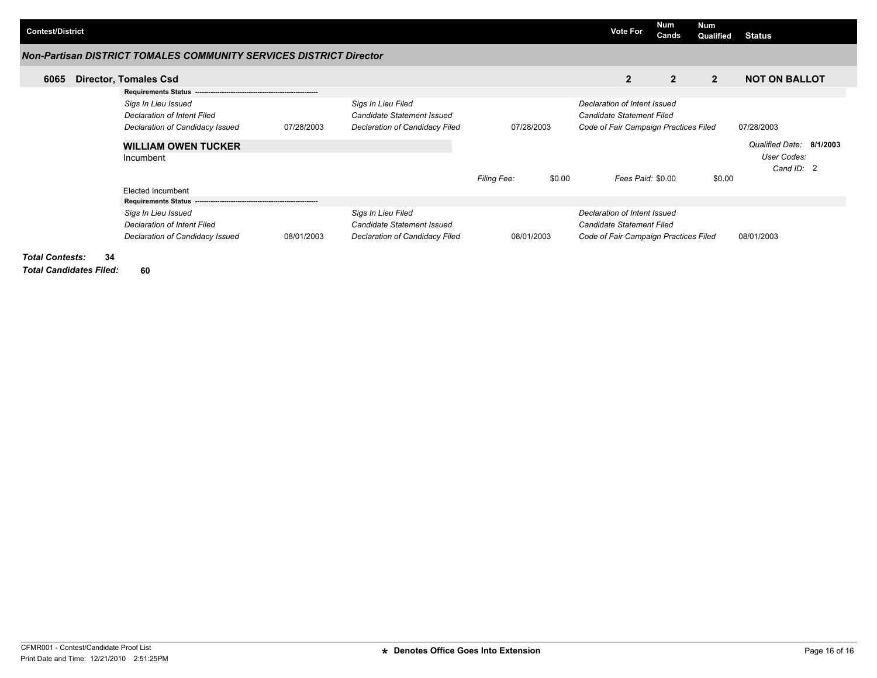| Contest/District | Vote For | Num Cands | Num Qualified | Status |
|---|---|---|---|---|

### *Non-Partisan DISTRICT TOMALES COMMUNITY SERVICES DISTRICT Director*

| | | | | |
|---|---|---|---|---|
| **6065 Director, Tomales Csd** | **2** | **2** | **2** | **NOT ON BALLOT** |

**Requirements Status** -------------------------------------------------------

| | | | | | |
|---|---|---|---|---|---|
| *Sigs In Lieu Issued* | | *Sigs In Lieu Filed* | | *Declaration of Intent Issued* | |
| *Declaration of Intent Filed* | | *Candidate Statement Issued* | | *Candidate Statement Filed* | |
| *Declaration of Candidacy Issued* | 07/28/2003 | *Declaration of Candidacy Filed* | 07/28/2003 | *Code of Fair Campaign Practices Filed* | 07/28/2003 |

**WILLIAM OWEN TUCKER**
Incumbent

*Qualified Date:* **8/1/2003**
*User Codes:*
*Cand ID:* 2

*Filing Fee:* $0.00 *Fees Paid:* $0.00 $0.00

Elected Incumbent

**Requirements Status** -------------------------------------------------------

| | | | | | |
|---|---|---|---|---|---|
| *Sigs In Lieu Issued* | | *Sigs In Lieu Filed* | | *Declaration of Intent Issued* | |
| *Declaration of Intent Filed* | | *Candidate Statement Issued* | | *Candidate Statement Filed* | |
| *Declaration of Candidacy Issued* | 08/01/2003 | *Declaration of Candidacy Filed* | 08/01/2003 | *Code of Fair Campaign Practices Filed* | 08/01/2003 |

***Total Contests:*** **34**

***Total Candidates Filed:*** **60**

CFMR001 - Contest/Candidate Proof List
Print Date and Time: 12/21/2010 2:51:25PM

**\* Denotes Office Goes Into Extension**